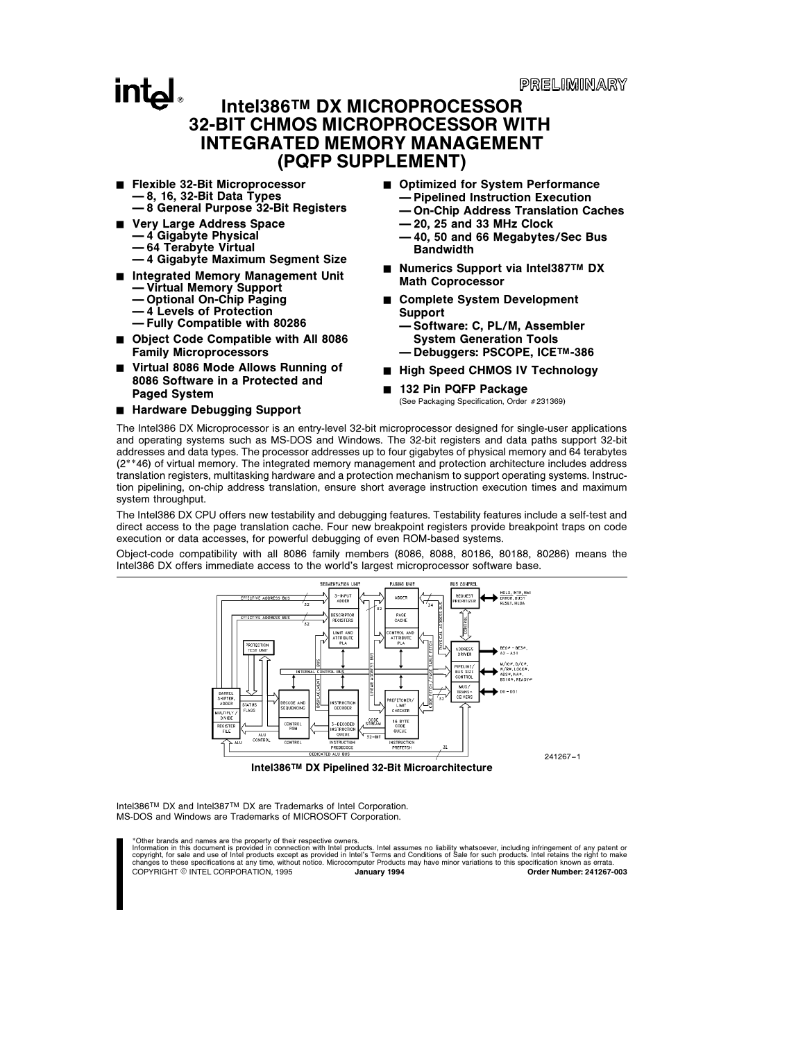PRELIMINARY

# Intel386™ DX MICROPROCESSOR 32-BIT CHMOS MICROPROCESSOR WITH INTEGRATED MEMORY MANAGEMENT (PQFP SUPPLEMENT)

- **Flexible 32-Bit Microprocessor**
  - **8, 16, 32-Bit Data Types**
  - **8 General Purpose 32-Bit Registers**
- **Very Large Address Space**
  - **4 Gigabyte Physical**
  - **64 Terabyte Virtual**
  - **4 Gigabyte Maximum Segment Size**
- **Integrated Memory Management Unit**
  - **Virtual Memory Support**
  - **Optional On-Chip Paging**
  - **4 Levels of Protection**
  - **Fully Compatible with 80286**
- **Object Code Compatible with All 8086 Family Microprocessors**
- **Virtual 8086 Mode Allows Running of 8086 Software in a Protected and Paged System**
- **Hardware Debugging Support**
- **Optimized for System Performance**
  - **Pipelined Instruction Execution**
  - **On-Chip Address Translation Caches**
  - **20, 25 and 33 MHz Clock**
  - **40, 50 and 66 Megabytes/Sec Bus Bandwidth**
- **Numerics Support via Intel387™ DX Math Coprocessor**
- **Complete System Development Support**
  - **Software: C, PL/M, Assembler System Generation Tools**
  - **Debuggers: PSCOPE, ICE™-386**
- **High Speed CHMOS IV Technology**
- **132 Pin PQFP Package**
  (See Packaging Specification, Order #231369)

The Intel386 DX Microprocessor is an entry-level 32-bit microprocessor designed for single-user applications and operating systems such as MS-DOS and Windows. The 32-bit registers and data paths support 32-bit addresses and data types. The processor addresses up to four gigabytes of physical memory and 64 terabytes (2**46) of virtual memory. The integrated memory management and protection architecture includes address translation registers, multitasking hardware and a protection mechanism to support operating systems. Instruction pipelining, on-chip address translation, ensure short average instruction execution times and maximum system throughput.

The Intel386 DX CPU offers new testability and debugging features. Testability features include a self-test and direct access to the page translation cache. Four new breakpoint registers provide breakpoint traps on code execution or data accesses, for powerful debugging of even ROM-based systems.

Object-code compatibility with all 8086 family members (8086, 8088, 80186, 80188, 80286) means the Intel386 DX offers immediate access to the world's largest microprocessor software base.

241267–1

**Intel386™ DX Pipelined 32-Bit Microarchitecture**

Intel386™ DX and Intel387™ DX are Trademarks of Intel Corporation.
MS-DOS and Windows are Trademarks of MICROSOFT Corporation.

*Other brands and names are the property of their respective owners.
Information in this document is provided in connection with Intel products. Intel assumes no liability whatsoever, including infringement of any patent or copyright, for sale and use of Intel products except as provided in Intel's Terms and Conditions of Sale for such products. Intel retains the right to make changes to these specifications at any time, without notice. Microcomputer Products may have minor variations to this specification known as errata.
COPYRIGHT © INTEL CORPORATION, 1995 **January 1994** **Order Number: 241267-003**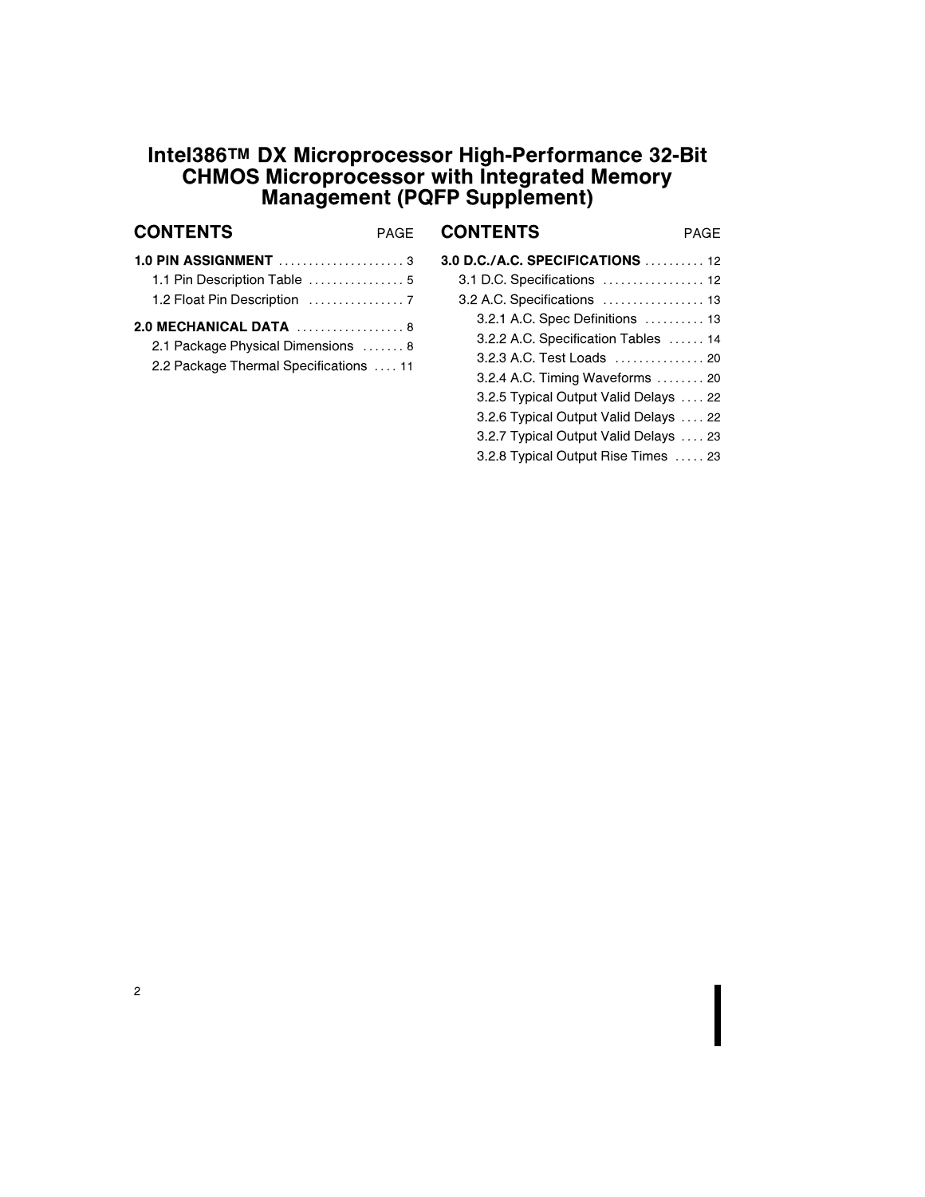# Intel386™ DX Microprocessor High-Performance 32-Bit CHMOS Microprocessor with Integrated Memory Management (PQFP Supplement)

| CONTENTS | PAGE |
|---|---|
| **1.0 PIN ASSIGNMENT** | 3 |
| 1.1 Pin Description Table | 5 |
| 1.2 Float Pin Description | 7 |
| **2.0 MECHANICAL DATA** | 8 |
| 2.1 Package Physical Dimensions | 8 |
| 2.2 Package Thermal Specifications | 11 |
| **3.0 D.C./A.C. SPECIFICATIONS** | 12 |
| 3.1 D.C. Specifications | 12 |
| 3.2 A.C. Specifications | 13 |
| 3.2.1 A.C. Spec Definitions | 13 |
| 3.2.2 A.C. Specification Tables | 14 |
| 3.2.3 A.C. Test Loads | 20 |
| 3.2.4 A.C. Timing Waveforms | 20 |
| 3.2.5 Typical Output Valid Delays | 22 |
| 3.2.6 Typical Output Valid Delays | 22 |
| 3.2.7 Typical Output Valid Delays | 23 |
| 3.2.8 Typical Output Rise Times | 23 |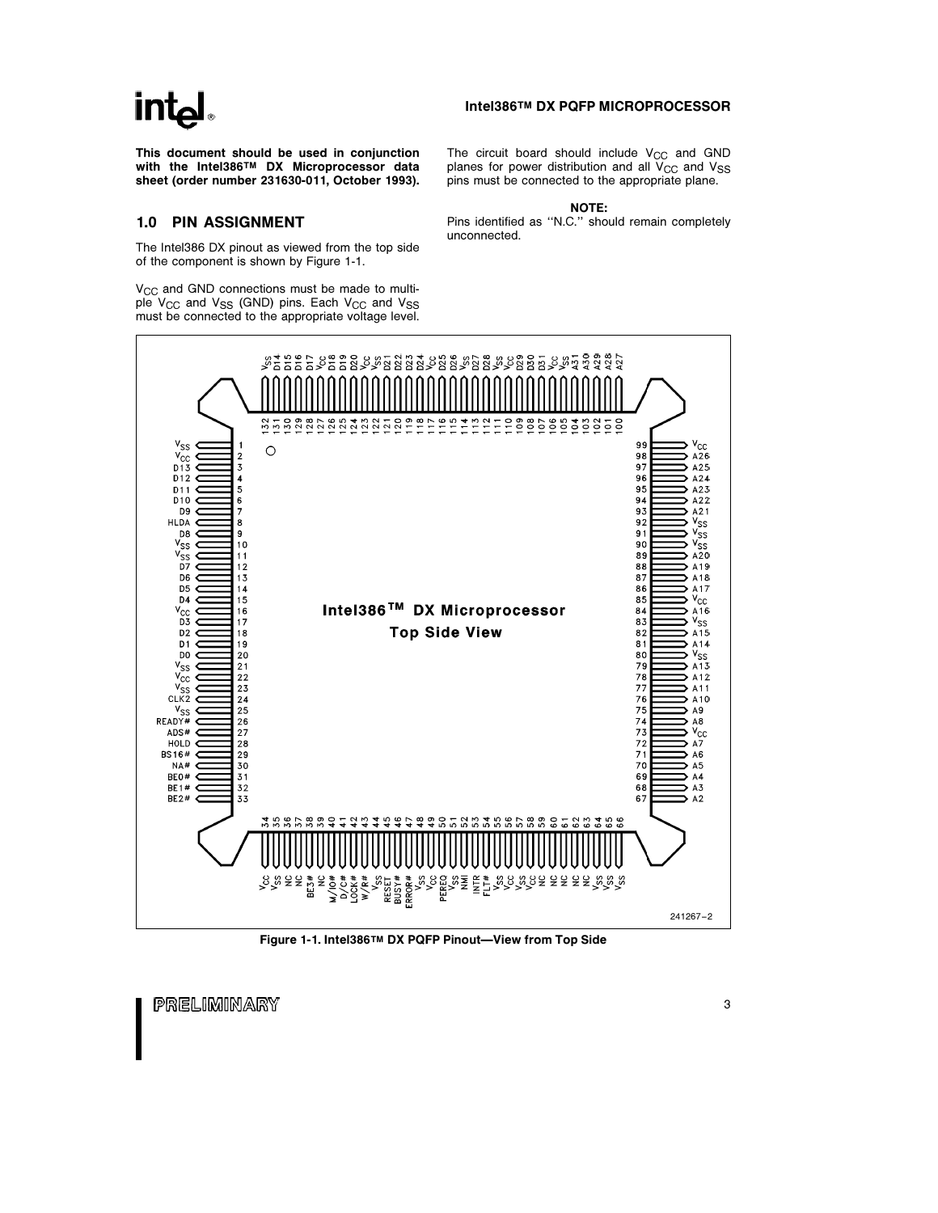**This document should be used in conjunction with the Intel386™ DX Microprocessor data sheet (order number 231630-011, October 1993).**

## 1.0 PIN ASSIGNMENT

The Intel386 DX pinout as viewed from the top side of the component is shown by Figure 1-1.

$V_{CC}$ and GND connections must be made to multiple $V_{CC}$ and $V_{SS}$ (GND) pins. Each $V_{CC}$ and $V_{SS}$ must be connected to the appropriate voltage level. The circuit board should include $V_{CC}$ and GND planes for power distribution and all $V_{CC}$ and $V_{SS}$ pins must be connected to the appropriate plane.

**NOTE:**
Pins identified as "N.C." should remain completely unconnected.

| Pin | Signal | Pin | Signal | Pin | Signal | Pin | Signal |
|---|---|---|---|---|---|---|---|
| 1 | $V_{SS}$ | 34 | $V_{CC}$ | 67 | A2 | 100 | A27 |
| 2 | $V_{CC}$ | 35 | $V_{SS}$ | 68 | A3 | 101 | A28 |
| 3 | D13 | 36 | NC | 69 | A4 | 102 | A29 |
| 4 | D12 | 37 | NC | 70 | A5 | 103 | A30 |
| 5 | D11 | 38 | BE3# | 71 | A6 | 104 | A31 |
| 6 | D10 | 39 | NC | 72 | A7 | 105 | $V_{SS}$ |
| 7 | D9 | 40 | M/IO# | 73 | $V_{CC}$ | 106 | $V_{CC}$ |
| 8 | HLDA | 41 | D/C# | 74 | A8 | 107 | D31 |
| 9 | D8 | 42 | LOCK# | 75 | A9 | 108 | D30 |
| 10 | $V_{SS}$ | 43 | W/R# | 76 | A10 | 109 | D29 |
| 11 | $V_{SS}$ | 44 | $V_{SS}$ | 77 | A11 | 110 | $V_{CC}$ |
| 12 | D7 | 45 | RESET | 78 | A12 | 111 | $V_{SS}$ |
| 13 | D6 | 46 | BUSY# | 79 | A13 | 112 | D28 |
| 14 | D5 | 47 | ERROR# | 80 | $V_{SS}$ | 113 | D27 |
| 15 | D4 | 48 | $V_{SS}$ | 81 | A14 | 114 | $V_{SS}$ |
| 16 | $V_{CC}$ | 49 | $V_{CC}$ | 82 | A15 | 115 | D26 |
| 17 | D3 | 50 | PEREQ | 83 | $V_{SS}$ | 116 | D25 |
| 18 | D2 | 51 | $V_{SS}$ | 84 | A16 | 117 | $V_{CC}$ |
| 19 | D1 | 52 | NMI | 85 | $V_{CC}$ | 118 | D24 |
| 20 | D0 | 53 | INTR | 86 | A17 | 119 | D23 |
| 21 | $V_{SS}$ | 54 | FLT# | 87 | A18 | 120 | D22 |
| 22 | $V_{CC}$ | 55 | $V_{SS}$ | 88 | A19 | 121 | D21 |
| 23 | $V_{SS}$ | 56 | $V_{CC}$ | 89 | A20 | 122 | $V_{SS}$ |
| 24 | CLK2 | 57 | $V_{SS}$ | 90 | $V_{SS}$ | 123 | $V_{CC}$ |
| 25 | $V_{SS}$ | 58 | $V_{CC}$ | 91 | $V_{SS}$ | 124 | D20 |
| 26 | READY# | 59 | NC | 92 | $V_{SS}$ | 125 | D19 |
| 27 | ADS# | 60 | NC | 93 | A21 | 126 | D18 |
| 28 | HOLD | 61 | NC | 94 | A22 | 127 | $V_{CC}$ |
| 29 | BS16# | 62 | NC | 95 | A23 | 128 | D17 |
| 30 | NA# | 63 | NC | 96 | A24 | 129 | D16 |
| 31 | BE0# | 64 | $V_{SS}$ | 97 | A25 | 130 | D15 |
| 32 | BE1# | 65 | $V_{SS}$ | 98 | A26 | 131 | D14 |
| 33 | BE2# | 66 | $V_{SS}$ | 99 | $V_{CC}$ | 132 | $V_{SS}$ |

Intel386™ DX Microprocessor Top Side View

241267–2

**Figure 1-1. Intel386™ DX PQFP Pinout—View from Top Side**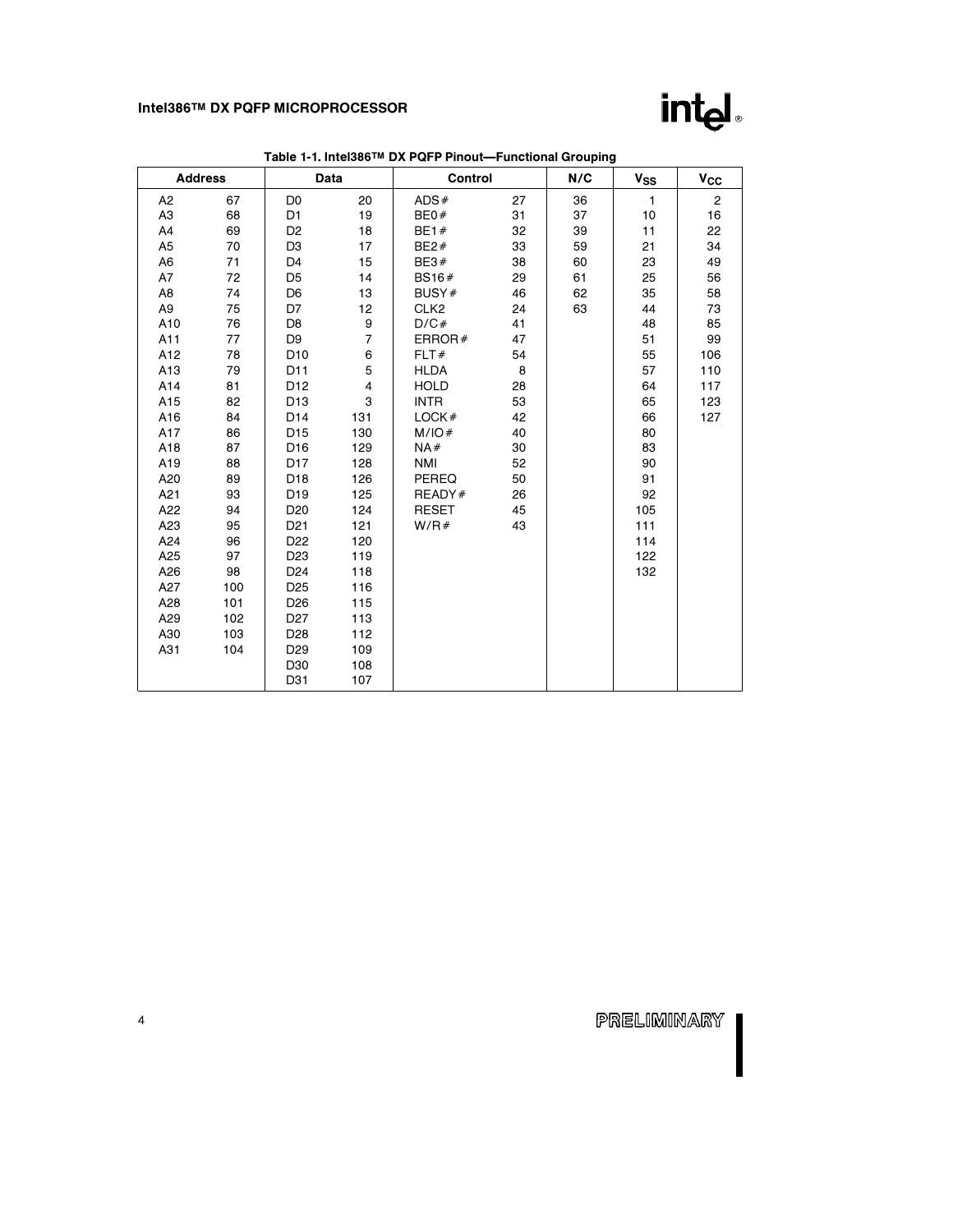**Table 1-1. Intel386™ DX PQFP Pinout—Functional Grouping**

| Address | | Data | | Control | | N/C | $V_{SS}$ | $V_{CC}$ |
|---|---|---|---|---|---|---|---|---|
| A2 | 67 | D0 | 20 | ADS# | 27 | 36 | 1 | 2 |
| A3 | 68 | D1 | 19 | BE0# | 31 | 37 | 10 | 16 |
| A4 | 69 | D2 | 18 | BE1# | 32 | 39 | 11 | 22 |
| A5 | 70 | D3 | 17 | BE2# | 33 | 59 | 21 | 34 |
| A6 | 71 | D4 | 15 | BE3# | 38 | 60 | 23 | 49 |
| A7 | 72 | D5 | 14 | BS16# | 29 | 61 | 25 | 56 |
| A8 | 74 | D6 | 13 | BUSY# | 46 | 62 | 35 | 58 |
| A9 | 75 | D7 | 12 | CLK2 | 24 | 63 | 44 | 73 |
| A10 | 76 | D8 | 9 | D/C# | 41 | | 48 | 85 |
| A11 | 77 | D9 | 7 | ERROR# | 47 | | 51 | 99 |
| A12 | 78 | D10 | 6 | FLT# | 54 | | 55 | 106 |
| A13 | 79 | D11 | 5 | HLDA | 8 | | 57 | 110 |
| A14 | 81 | D12 | 4 | HOLD | 28 | | 64 | 117 |
| A15 | 82 | D13 | 3 | INTR | 53 | | 65 | 123 |
| A16 | 84 | D14 | 131 | LOCK# | 42 | | 66 | 127 |
| A17 | 86 | D15 | 130 | M/IO# | 40 | | 80 | |
| A18 | 87 | D16 | 129 | NA# | 30 | | 83 | |
| A19 | 88 | D17 | 128 | NMI | 52 | | 90 | |
| A20 | 89 | D18 | 126 | PEREQ | 50 | | 91 | |
| A21 | 93 | D19 | 125 | READY# | 26 | | 92 | |
| A22 | 94 | D20 | 124 | RESET | 45 | | 105 | |
| A23 | 95 | D21 | 121 | W/R# | 43 | | 111 | |
| A24 | 96 | D22 | 120 | | | | 114 | |
| A25 | 97 | D23 | 119 | | | | 122 | |
| A26 | 98 | D24 | 118 | | | | 132 | |
| A27 | 100 | D25 | 116 | | | | | |
| A28 | 101 | D26 | 115 | | | | | |
| A29 | 102 | D27 | 113 | | | | | |
| A30 | 103 | D28 | 112 | | | | | |
| A31 | 104 | D29 | 109 | | | | | |
| | | D30 | 108 | | | | | |
| | | D31 | 107 | | | | | |

PRELIMINARY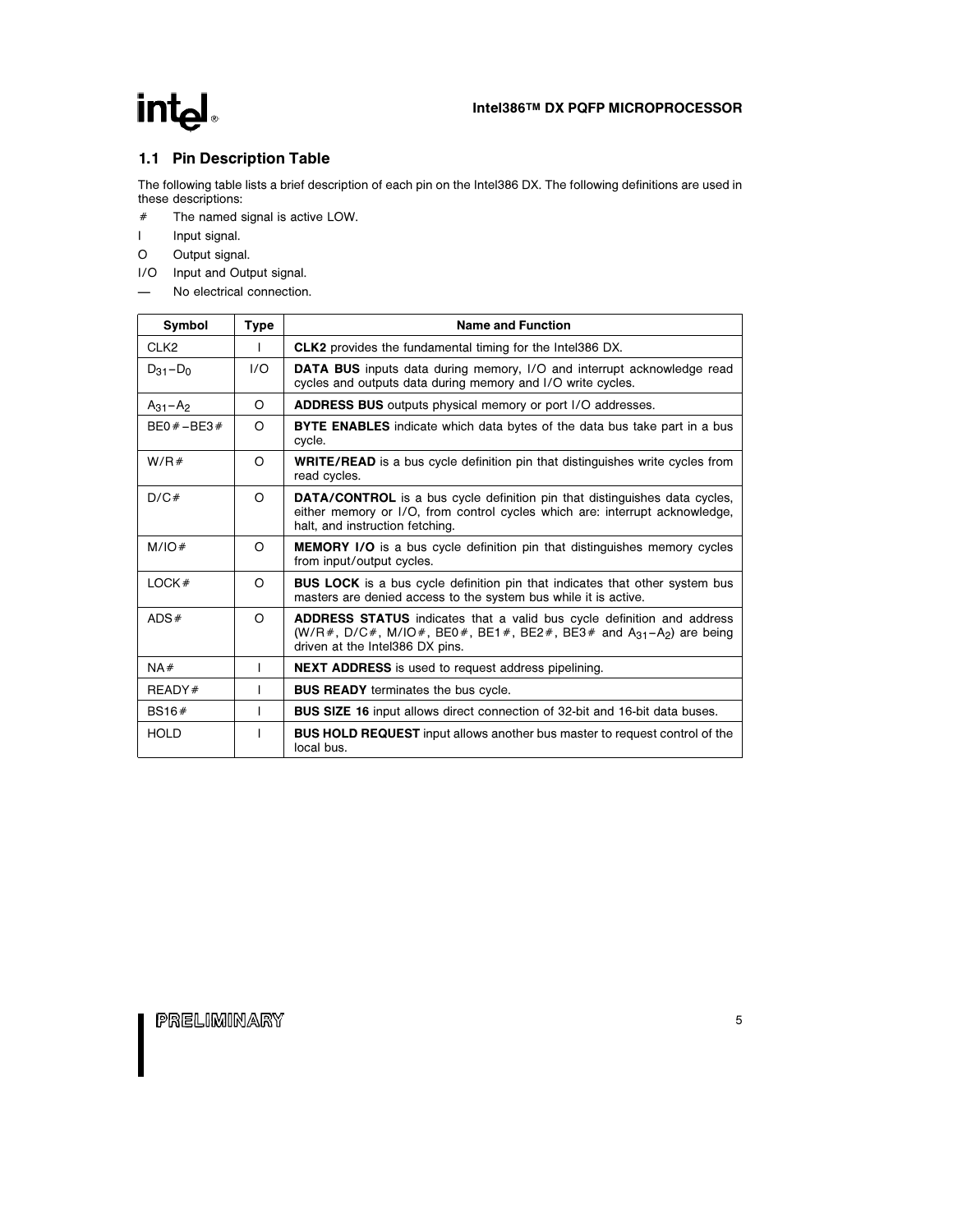## 1.1 Pin Description Table

The following table lists a brief description of each pin on the Intel386 DX. The following definitions are used in these descriptions:

- \# The named signal is active LOW.
- I Input signal.
- O Output signal.
- I/O Input and Output signal.
- — No electrical connection.

| Symbol | Type | Name and Function |
|---|---|---|
| CLK2 | I | **CLK2** provides the fundamental timing for the Intel386 DX. |
| $D_{31}$–$D_0$ | I/O | **DATA BUS** inputs data during memory, I/O and interrupt acknowledge read cycles and outputs data during memory and I/O write cycles. |
| $A_{31}$–$A_2$ | O | **ADDRESS BUS** outputs physical memory or port I/O addresses. |
| BE0#–BE3# | O | **BYTE ENABLES** indicate which data bytes of the data bus take part in a bus cycle. |
| W/R# | O | **WRITE/READ** is a bus cycle definition pin that distinguishes write cycles from read cycles. |
| D/C# | O | **DATA/CONTROL** is a bus cycle definition pin that distinguishes data cycles, either memory or I/O, from control cycles which are: interrupt acknowledge, halt, and instruction fetching. |
| M/IO# | O | **MEMORY I/O** is a bus cycle definition pin that distinguishes memory cycles from input/output cycles. |
| LOCK# | O | **BUS LOCK** is a bus cycle definition pin that indicates that other system bus masters are denied access to the system bus while it is active. |
| ADS# | O | **ADDRESS STATUS** indicates that a valid bus cycle definition and address (W/R#, D/C#, M/IO#, BE0#, BE1#, BE2#, BE3# and $A_{31}$–$A_2$) are being driven at the Intel386 DX pins. |
| NA# | I | **NEXT ADDRESS** is used to request address pipelining. |
| READY# | I | **BUS READY** terminates the bus cycle. |
| BS16# | I | **BUS SIZE 16** input allows direct connection of 32-bit and 16-bit data buses. |
| HOLD | I | **BUS HOLD REQUEST** input allows another bus master to request control of the local bus. |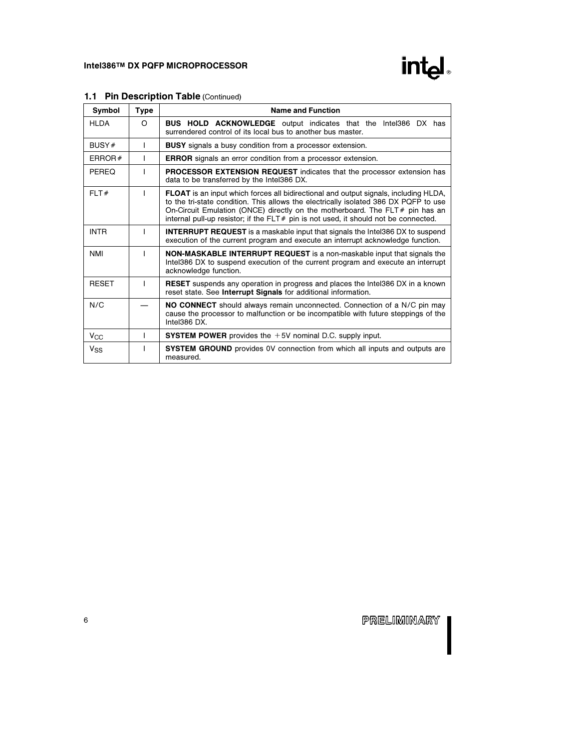### 1.1 Pin Description Table (Continued)

| Symbol | Type | Name and Function |
|---|---|---|
| HLDA | O | **BUS HOLD ACKNOWLEDGE** output indicates that the Intel386 DX has surrendered control of its local bus to another bus master. |
| BUSY# | I | **BUSY** signals a busy condition from a processor extension. |
| ERROR# | I | **ERROR** signals an error condition from a processor extension. |
| PEREQ | I | **PROCESSOR EXTENSION REQUEST** indicates that the processor extension has data to be transferred by the Intel386 DX. |
| FLT# | I | **FLOAT** is an input which forces all bidirectional and output signals, including HLDA, to the tri-state condition. This allows the electrically isolated 386 DX PQFP to use On-Circuit Emulation (ONCE) directly on the motherboard. The FLT# pin has an internal pull-up resistor; if the FLT# pin is not used, it should not be connected. |
| INTR | I | **INTERRUPT REQUEST** is a maskable input that signals the Intel386 DX to suspend execution of the current program and execute an interrupt acknowledge function. |
| NMI | I | **NON-MASKABLE INTERRUPT REQUEST** is a non-maskable input that signals the Intel386 DX to suspend execution of the current program and execute an interrupt acknowledge function. |
| RESET | I | **RESET** suspends any operation in progress and places the Intel386 DX in a known reset state. See **Interrupt Signals** for additional information. |
| N/C | — | **NO CONNECT** should always remain unconnected. Connection of a N/C pin may cause the processor to malfunction or be incompatible with future steppings of the Intel386 DX. |
| $V_{CC}$ | I | **SYSTEM POWER** provides the +5V nominal D.C. supply input. |
| $V_{SS}$ | I | **SYSTEM GROUND** provides 0V connection from which all inputs and outputs are measured. |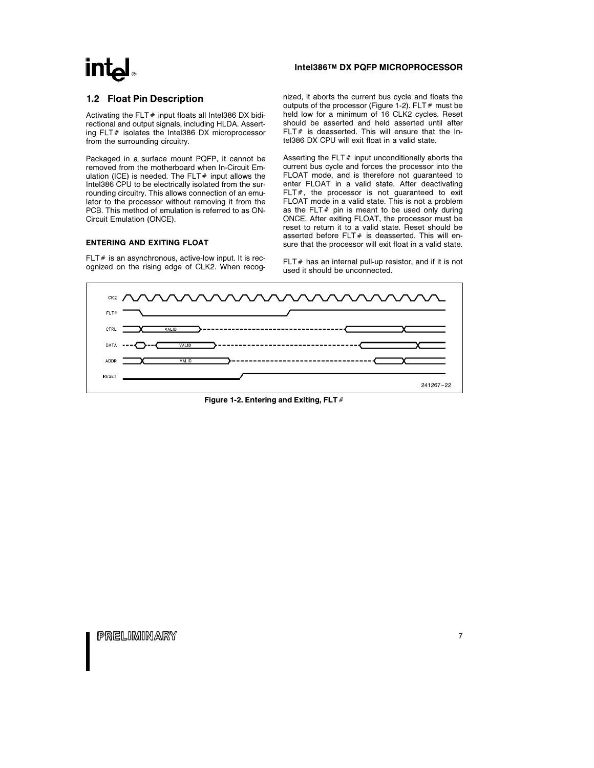## 1.2 Float Pin Description

Activating the FLT# input floats all Intel386 DX bidirectional and output signals, including HLDA. Asserting FLT# isolates the Intel386 DX microprocessor from the surrounding circuitry.

Packaged in a surface mount PQFP, it cannot be removed from the motherboard when In-Circuit Emulation (ICE) is needed. The FLT# input allows the Intel386 CPU to be electrically isolated from the surrounding circuitry. This allows connection of an emulator to the processor without removing it from the PCB. This method of emulation is referred to as ON-Circuit Emulation (ONCE).

### ENTERING AND EXITING FLOAT

FLT# is an asynchronous, active-low input. It is recognized on the rising edge of CLK2. When recognized, it aborts the current bus cycle and floats the outputs of the processor (Figure 1-2). FLT# must be held low for a minimum of 16 CLK2 cycles. Reset should be asserted and held asserted until after FLT# is deasserted. This will ensure that the Intel386 DX CPU will exit float in a valid state.

Asserting the FLT# input unconditionally aborts the current bus cycle and forces the processor into the FLOAT mode, and is therefore not guaranteed to enter FLOAT in a valid state. After deactivating FLT#, the processor is not guaranteed to exit FLOAT mode in a valid state. This is not a problem as the FLT# pin is meant to be used only during ONCE. After exiting FLOAT, the processor must be reset to return it to a valid state. Reset should be asserted before FLT# is deasserted. This will ensure that the processor will exit float in a valid state.

FLT# has an internal pull-up resistor, and if it is not used it should be unconnected.

CK2

FLT#

CTRL VALID

DATA VALID

ADDR VALID

RESET

241267–22

Figure 1-2. Entering and Exiting, FLT#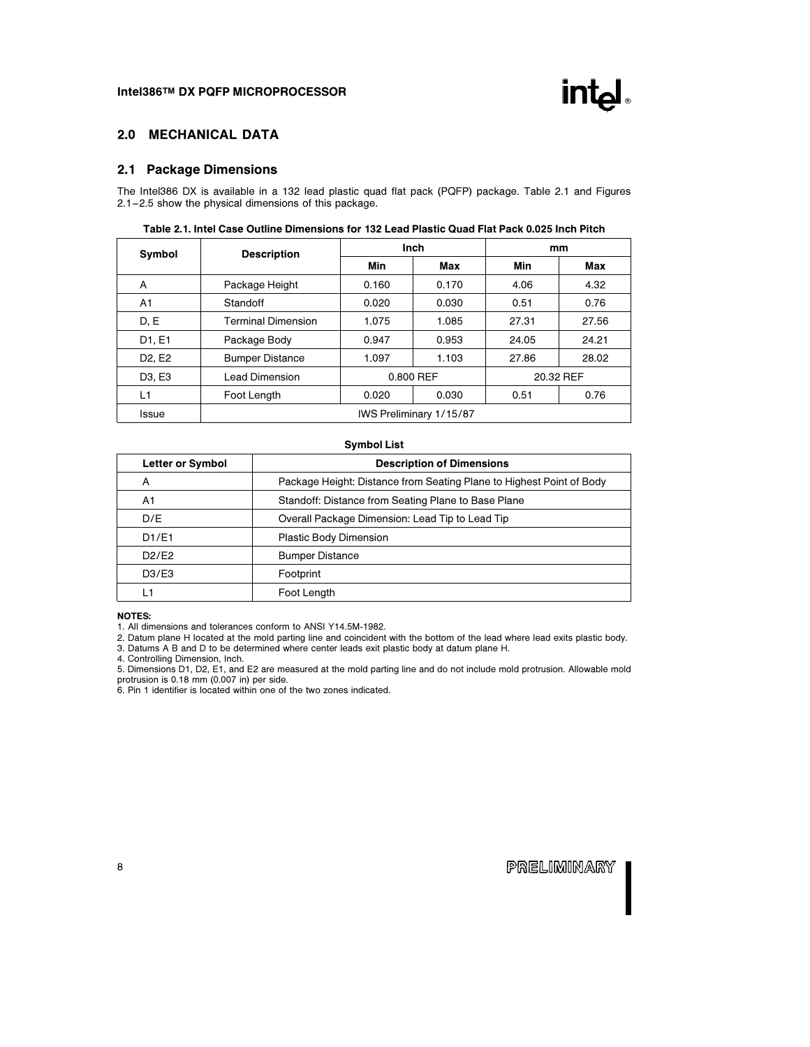## 2.0 MECHANICAL DATA

### 2.1 Package Dimensions

The Intel386 DX is available in a 132 lead plastic quad flat pack (PQFP) package. Table 2.1 and Figures 2.1–2.5 show the physical dimensions of this package.

**Table 2.1. Intel Case Outline Dimensions for 132 Lead Plastic Quad Flat Pack 0.025 Inch Pitch**

| Symbol | Description | Inch | | mm | |
|---|---|---|---|---|---|
| | | Min | Max | Min | Max |
| A | Package Height | 0.160 | 0.170 | 4.06 | 4.32 |
| A1 | Standoff | 0.020 | 0.030 | 0.51 | 0.76 |
| D, E | Terminal Dimension | 1.075 | 1.085 | 27.31 | 27.56 |
| D1, E1 | Package Body | 0.947 | 0.953 | 24.05 | 24.21 |
| D2, E2 | Bumper Distance | 1.097 | 1.103 | 27.86 | 28.02 |
| D3, E3 | Lead Dimension | 0.800 REF | | 20.32 REF | |
| L1 | Foot Length | 0.020 | 0.030 | 0.51 | 0.76 |
| Issue | IWS Preliminary 1/15/87 | | | | |

**Symbol List**

| Letter or Symbol | Description of Dimensions |
|---|---|
| A | Package Height: Distance from Seating Plane to Highest Point of Body |
| A1 | Standoff: Distance from Seating Plane to Base Plane |
| D/E | Overall Package Dimension: Lead Tip to Lead Tip |
| D1/E1 | Plastic Body Dimension |
| D2/E2 | Bumper Distance |
| D3/E3 | Footprint |
| L1 | Foot Length |

**NOTES:**

1. All dimensions and tolerances conform to ANSI Y14.5M-1982.
2. Datum plane H located at the mold parting line and coincident with the bottom of the lead where lead exits plastic body.
3. Datums A B and D to be determined where center leads exit plastic body at datum plane H.
4. Controlling Dimension, Inch.
5. Dimensions D1, D2, E1, and E2 are measured at the mold parting line and do not include mold protrusion. Allowable mold protrusion is 0.18 mm (0.007 in) per side.
6. Pin 1 identifier is located within one of the two zones indicated.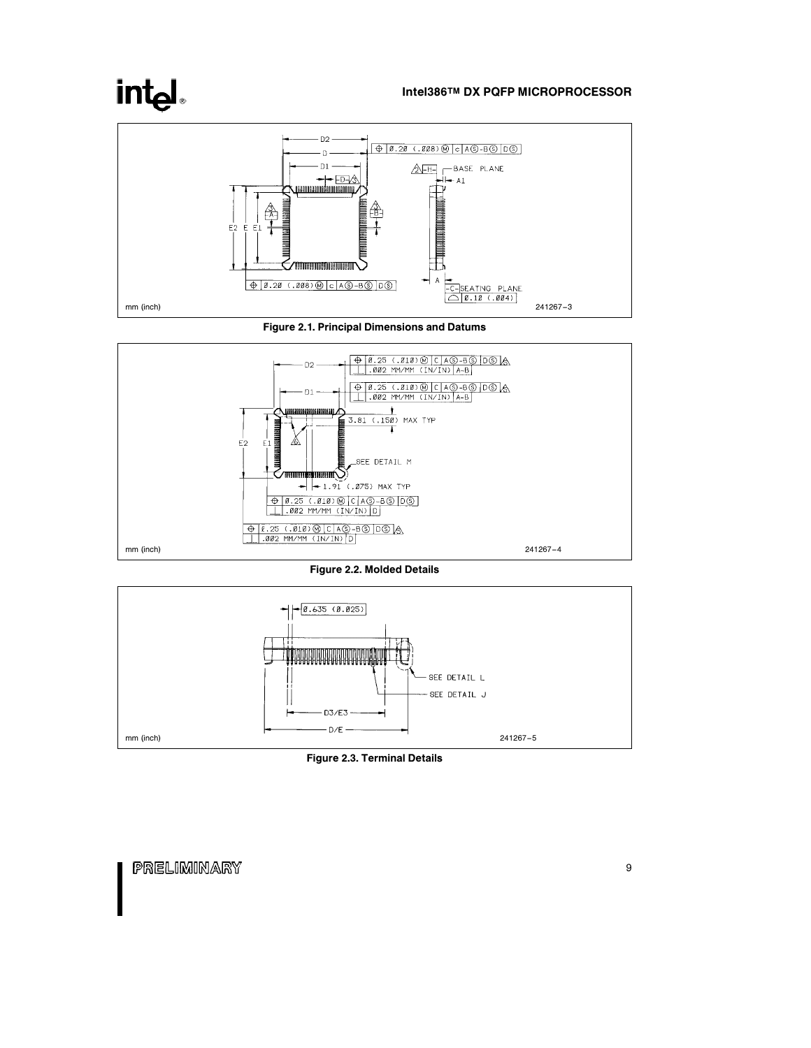mm (inch) 241267–3

**Figure 2.1. Principal Dimensions and Datums**

mm (inch) 241267–4

**Figure 2.2. Molded Details**

mm (inch) 241267–5

**Figure 2.3. Terminal Details**

PRELIMINARY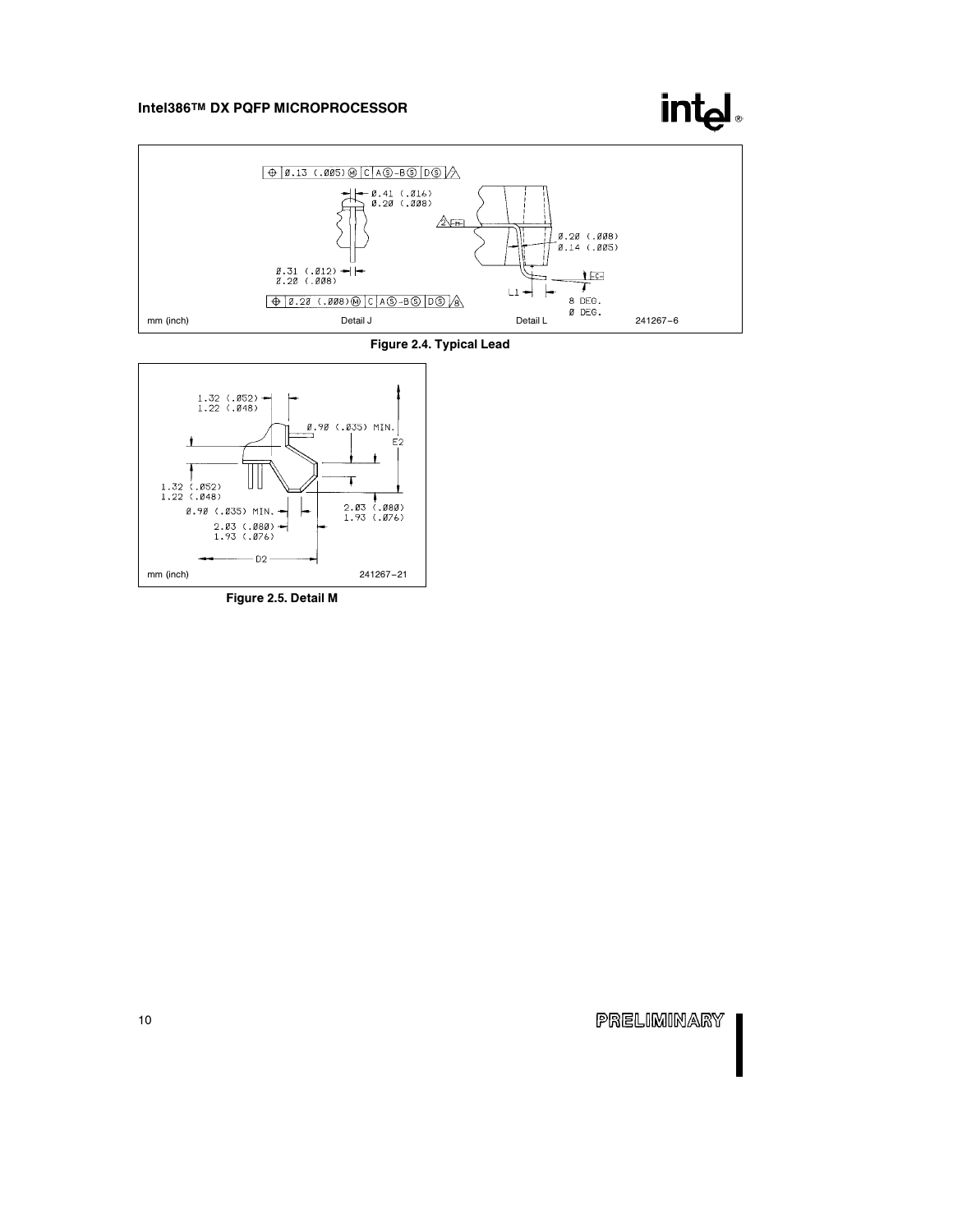| ⊕ | 0.13 (.005) Ⓜ | C | A Ⓢ - B Ⓢ | D Ⓢ | 7 |

0.41 (.016)
0.20 (.008)

0.31 (.012)
0.20 (.008)

| ⊕ | 0.20 (.008) Ⓜ | C | A Ⓢ - B Ⓢ | D Ⓢ | 8 |

2 -H-

0.20 (.008)
0.14 (.005)

-C-

L1

8 DEG.
0 DEG.

mm (inch) Detail J Detail L 241267–6

**Figure 2.4. Typical Lead**

1.32 (.052)
1.22 (.048)

0.90 (.035) MIN.

E2

1.32 (.052)
1.22 (.048)

0.90 (.035) MIN.

2.03 (.080)
1.93 (.076)

2.03 (.080)
1.93 (.076)

D2

mm (inch) 241267–21

**Figure 2.5. Detail M**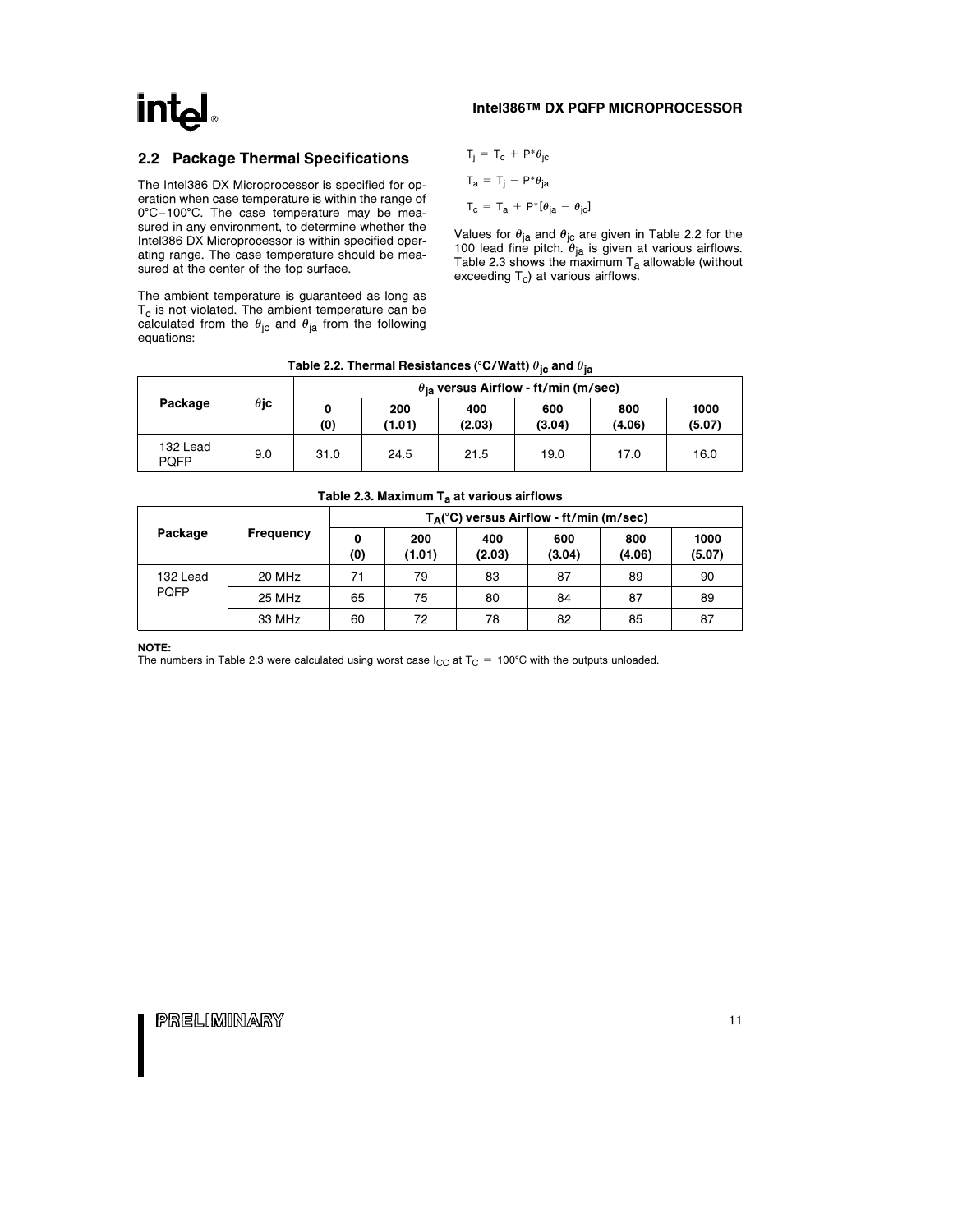## 2.2 Package Thermal Specifications

The Intel386 DX Microprocessor is specified for operation when case temperature is within the range of 0°C–100°C. The case temperature may be measured in any environment, to determine whether the Intel386 DX Microprocessor is within specified operating range. The case temperature should be measured at the center of the top surface.

The ambient temperature is guaranteed as long as $T_c$ is not violated. The ambient temperature can be calculated from the $\theta_{jc}$ and $\theta_{ja}$ from the following equations:

$$T_j = T_c + P^*\theta_{jc}$$

$$T_a = T_j - P^*\theta_{ja}$$

$$T_c = T_a + P^*[\theta_{ja} - \theta_{jc}]$$

Values for $\theta_{ja}$ and $\theta_{jc}$ are given in Table 2.2 for the 100 lead fine pitch. $\theta_{ja}$ is given at various airflows. Table 2.3 shows the maximum $T_a$ allowable (without exceeding $T_c$) at various airflows.

**Table 2.2. Thermal Resistances (°C/Watt) $\theta_{jc}$ and $\theta_{ja}$**

| Package | $\theta$jc | $\theta_{ja}$ versus Airflow - ft/min (m/sec) | | | | | |
|---|---|---|---|---|---|---|---|
| | | 0 (0) | 200 (1.01) | 400 (2.03) | 600 (3.04) | 800 (4.06) | 1000 (5.07) |
| 132 Lead PQFP | 9.0 | 31.0 | 24.5 | 21.5 | 19.0 | 17.0 | 16.0 |

**Table 2.3. Maximum $T_a$ at various airflows**

| Package | Frequency | $T_A$(°C) versus Airflow - ft/min (m/sec) | | | | | |
|---|---|---|---|---|---|---|---|
| | | 0 (0) | 200 (1.01) | 400 (2.03) | 600 (3.04) | 800 (4.06) | 1000 (5.07) |
| 132 Lead PQFP | 20 MHz | 71 | 79 | 83 | 87 | 89 | 90 |
| | 25 MHz | 65 | 75 | 80 | 84 | 87 | 89 |
| | 33 MHz | 60 | 72 | 78 | 82 | 85 | 87 |

**NOTE:**
The numbers in Table 2.3 were calculated using worst case $I_{CC}$ at $T_C$ = 100°C with the outputs unloaded.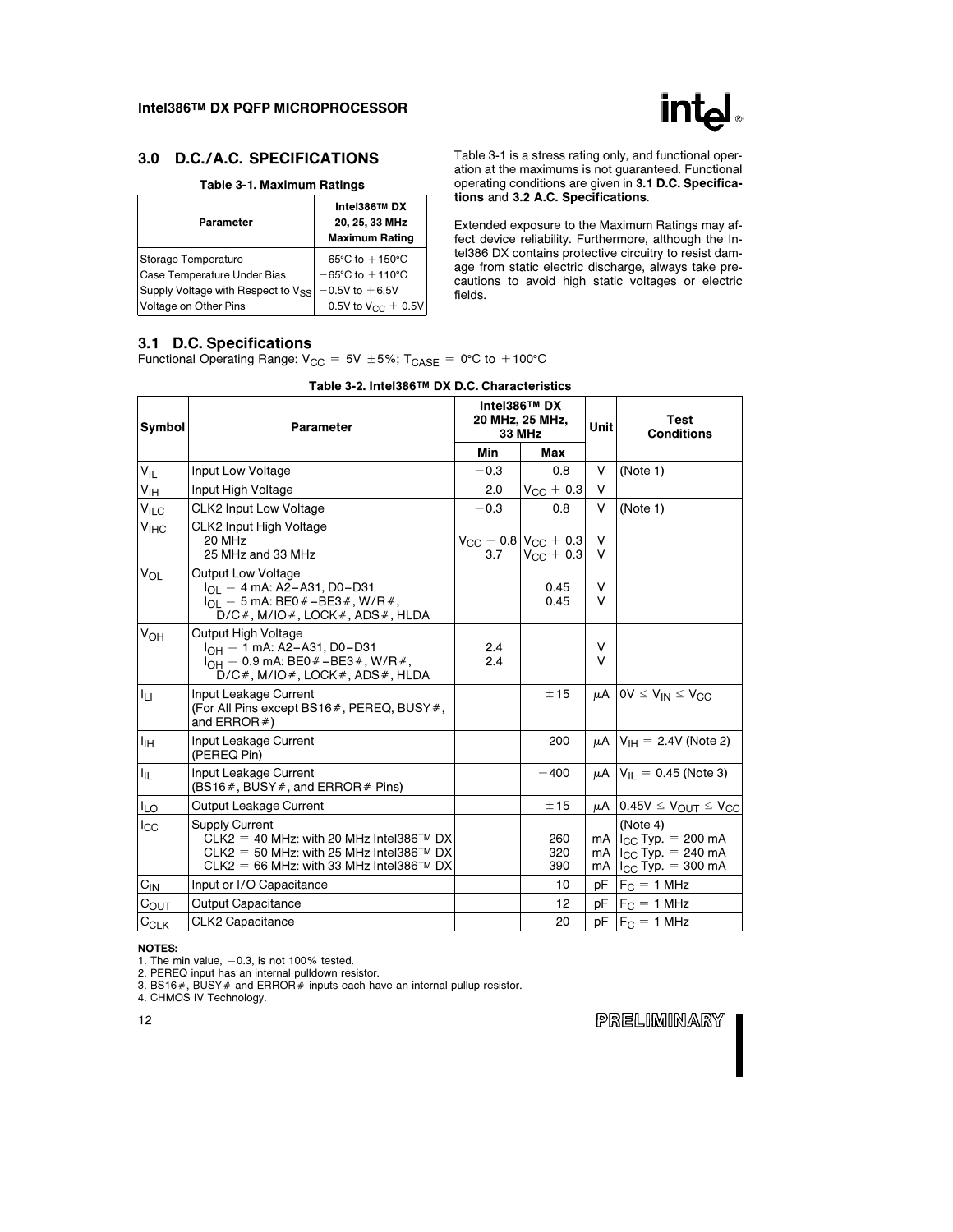## 3.0 D.C./A.C. SPECIFICATIONS

**Table 3-1. Maximum Ratings**

| Parameter | Intel386™ DX 20, 25, 33 MHz Maximum Rating |
|---|---|
| Storage Temperature | $-65°C$ to $+150°C$ |
| Case Temperature Under Bias | $-65°C$ to $+110°C$ |
| Supply Voltage with Respect to $V_{SS}$ | $-0.5V$ to $+6.5V$ |
| Voltage on Other Pins | $-0.5V$ to $V_{CC} + 0.5V$ |

Table 3-1 is a stress rating only, and functional operation at the maximums is not guaranteed. Functional operating conditions are given in **3.1 D.C. Specifications** and **3.2 A.C. Specifications**.

Extended exposure to the Maximum Ratings may affect device reliability. Furthermore, although the Intel386 DX contains protective circuitry to resist damage from static electric discharge, always take precautions to avoid high static voltages or electric fields.

### 3.1 D.C. Specifications

Functional Operating Range: $V_{CC} = 5V \pm 5\%$; $T_{CASE} = 0°C$ to $+100°C$

**Table 3-2. Intel386™ DX D.C. Characteristics**

| Symbol | Parameter | Intel386™ DX 20 MHz, 25 MHz, 33 MHz | | Unit | Test Conditions |
|---|---|---|---|---|---|
| | | Min | Max | | |
| $V_{IL}$ | Input Low Voltage | $-0.3$ | 0.8 | V | (Note 1) |
| $V_{IH}$ | Input High Voltage | 2.0 | $V_{CC} + 0.3$ | V | |
| $V_{ILC}$ | CLK2 Input Low Voltage | $-0.3$ | 0.8 | V | (Note 1) |
| $V_{IHC}$ | CLK2 Input High Voltage<br>20 MHz<br>25 MHz and 33 MHz | <br>$V_{CC} - 0.8$<br>3.7 | <br>$V_{CC} + 0.3$<br>$V_{CC} + 0.3$ | <br>V<br>V | |
| $V_{OL}$ | Output Low Voltage<br>$I_{OL} = 4$ mA: A2–A31, D0–D31<br>$I_{OL} = 5$ mA: BE0#–BE3#, W/R#, D/C#, M/IO#, LOCK#, ADS#, HLDA | | <br>0.45<br>0.45 | <br>V<br>V | |
| $V_{OH}$ | Output High Voltage<br>$I_{OH} = 1$ mA: A2–A31, D0–D31<br>$I_{OH} = 0.9$ mA: BE0#–BE3#, W/R#, D/C#, M/IO#, LOCK#, ADS#, HLDA | <br>2.4<br>2.4 | | <br>V<br>V | |
| $I_{LI}$ | Input Leakage Current (For All Pins except BS16#, PEREQ, BUSY#, and ERROR#) | | $\pm 15$ | μA | $0V \leq V_{IN} \leq V_{CC}$ |
| $I_{IH}$ | Input Leakage Current (PEREQ Pin) | | 200 | μA | $V_{IH} = 2.4V$ (Note 2) |
| $I_{IL}$ | Input Leakage Current (BS16#, BUSY#, and ERROR# Pins) | | $-400$ | μA | $V_{IL} = 0.45$ (Note 3) |
| $I_{LO}$ | Output Leakage Current | | $\pm 15$ | μA | $0.45V \leq V_{OUT} \leq V_{CC}$ |
| $I_{CC}$ | Supply Current<br>CLK2 = 40 MHz: with 20 MHz Intel386™ DX<br>CLK2 = 50 MHz: with 25 MHz Intel386™ DX<br>CLK2 = 66 MHz: with 33 MHz Intel386™ DX | | <br>260<br>320<br>390 | <br>mA<br>mA<br>mA | (Note 4)<br>$I_{CC}$ Typ. = 200 mA<br>$I_{CC}$ Typ. = 240 mA<br>$I_{CC}$ Typ. = 300 mA |
| $C_{IN}$ | Input or I/O Capacitance | | 10 | pF | $F_C = 1$ MHz |
| $C_{OUT}$ | Output Capacitance | | 12 | pF | $F_C = 1$ MHz |
| $C_{CLK}$ | CLK2 Capacitance | | 20 | pF | $F_C = 1$ MHz |

**NOTES:**
1. The min value, $-0.3$, is not 100% tested.
2. PEREQ input has an internal pulldown resistor.
3. BS16#, BUSY# and ERROR# inputs each have an internal pullup resistor.
4. CHMOS IV Technology.

PRELIMINARY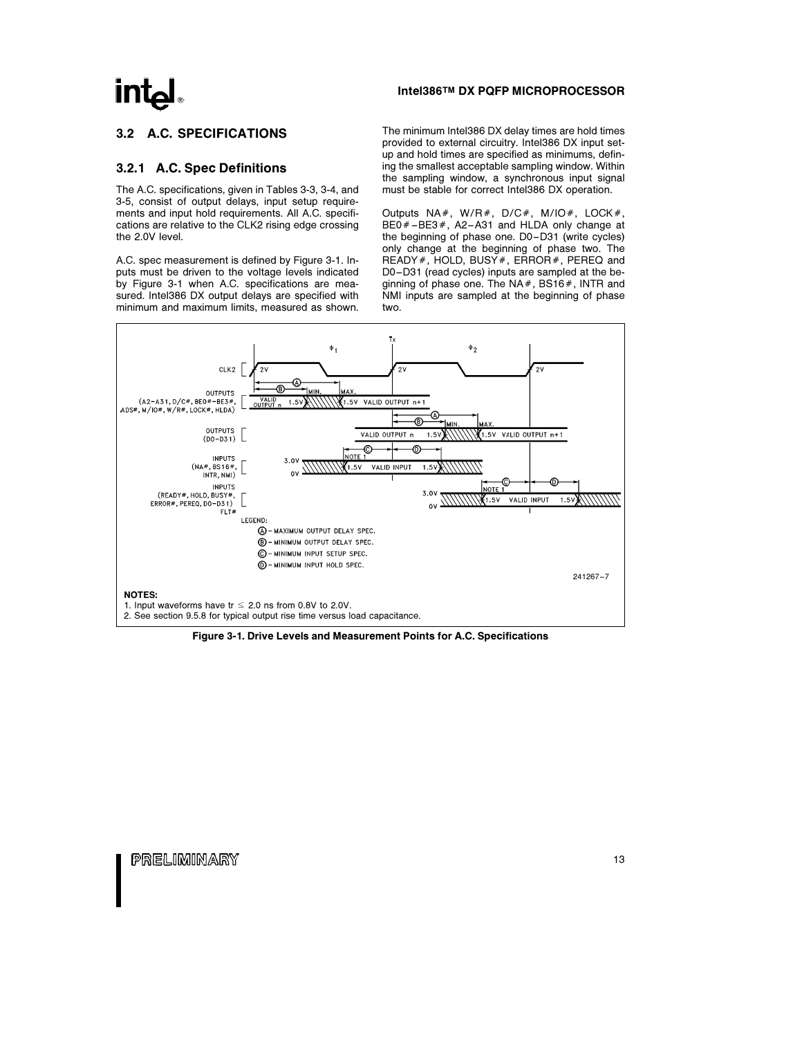## 3.2 A.C. SPECIFICATIONS

### 3.2.1 A.C. Spec Definitions

The A.C. specifications, given in Tables 3-3, 3-4, and 3-5, consist of output delays, input setup requirements and input hold requirements. All A.C. specifications are relative to the CLK2 rising edge crossing the 2.0V level.

A.C. spec measurement is defined by Figure 3-1. Inputs must be driven to the voltage levels indicated by Figure 3-1 when A.C. specifications are measured. Intel386 DX output delays are specified with minimum and maximum limits, measured as shown. The minimum Intel386 DX delay times are hold times provided to external circuitry. Intel386 DX input setup and hold times are specified as minimums, defining the smallest acceptable sampling window. Within the sampling window, a synchronous input signal must be stable for correct Intel386 DX operation.

Outputs NA#, W/R#, D/C#, M/IO#, LOCK#, BE0#–BE3#, A2–A31 and HLDA only change at the beginning of phase one. D0–D31 (write cycles) only change at the beginning of phase two. The READY#, HOLD, BUSY#, ERROR#, PEREQ and D0–D31 (read cycles) inputs are sampled at the beginning of phase one. The NA#, BS16#, INTR and NMI inputs are sampled at the beginning of phase two.

LEGEND:
Ⓐ - MAXIMUM OUTPUT DELAY SPEC.
Ⓑ - MINIMUM OUTPUT DELAY SPEC.
Ⓒ - MINIMUM INPUT SETUP SPEC.
Ⓓ - MINIMUM INPUT HOLD SPEC.

241267–7

**NOTES:**
1. Input waveforms have tr ≤ 2.0 ns from 0.8V to 2.0V.
2. See section 9.5.8 for typical output rise time versus load capacitance.

**Figure 3-1. Drive Levels and Measurement Points for A.C. Specifications**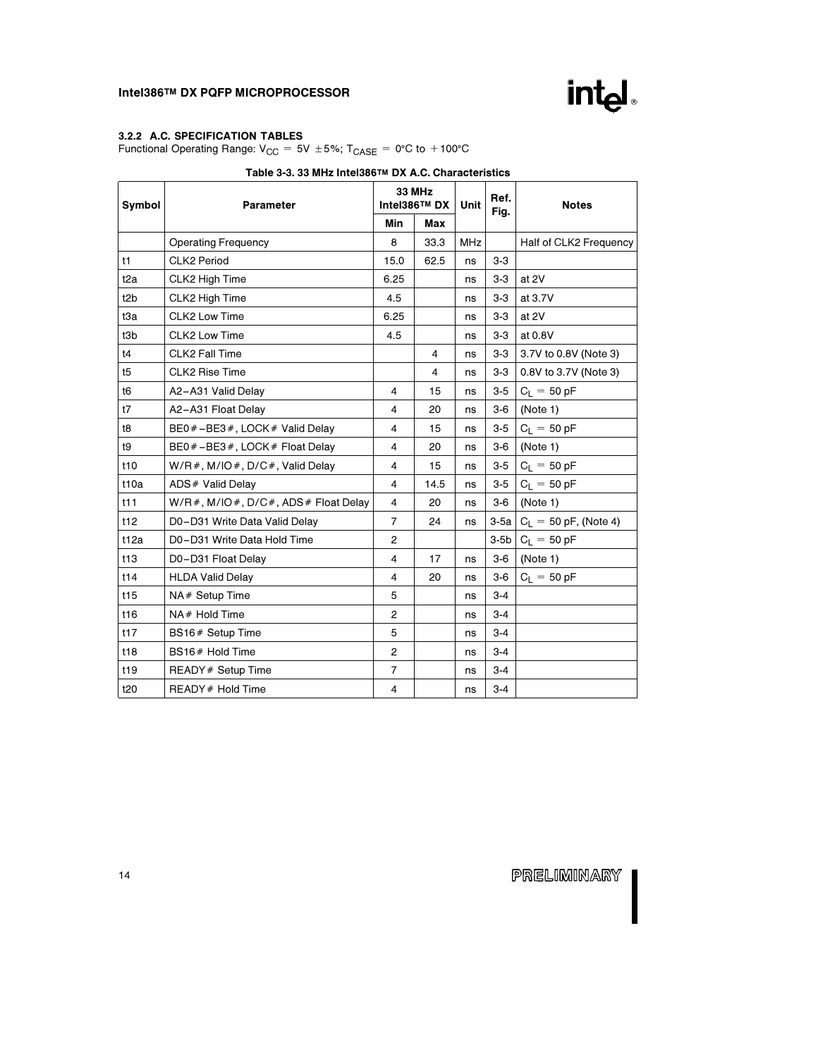### 3.2.2 A.C. SPECIFICATION TABLES

Functional Operating Range: $V_{CC}$ = 5V ±5%; $T_{CASE}$ = 0°C to +100°C

**Table 3-3. 33 MHz Intel386™ DX A.C. Characteristics**

| Symbol | Parameter | 33 MHz Intel386™ DX | | Unit | Ref. Fig. | Notes |
|---|---|---|---|---|---|---|
| | | Min | Max | | | |
| | Operating Frequency | 8 | 33.3 | MHz | | Half of CLK2 Frequency |
| t1 | CLK2 Period | 15.0 | 62.5 | ns | 3-3 | |
| t2a | CLK2 High Time | 6.25 | | ns | 3-3 | at 2V |
| t2b | CLK2 High Time | 4.5 | | ns | 3-3 | at 3.7V |
| t3a | CLK2 Low Time | 6.25 | | ns | 3-3 | at 2V |
| t3b | CLK2 Low Time | 4.5 | | ns | 3-3 | at 0.8V |
| t4 | CLK2 Fall Time | | 4 | ns | 3-3 | 3.7V to 0.8V (Note 3) |
| t5 | CLK2 Rise Time | | 4 | ns | 3-3 | 0.8V to 3.7V (Note 3) |
| t6 | A2–A31 Valid Delay | 4 | 15 | ns | 3-5 | $C_L$ = 50 pF |
| t7 | A2–A31 Float Delay | 4 | 20 | ns | 3-6 | (Note 1) |
| t8 | BE0#–BE3#, LOCK# Valid Delay | 4 | 15 | ns | 3-5 | $C_L$ = 50 pF |
| t9 | BE0#–BE3#, LOCK# Float Delay | 4 | 20 | ns | 3-6 | (Note 1) |
| t10 | W/R#, M/IO#, D/C#, Valid Delay | 4 | 15 | ns | 3-5 | $C_L$ = 50 pF |
| t10a | ADS# Valid Delay | 4 | 14.5 | ns | 3-5 | $C_L$ = 50 pF |
| t11 | W/R#, M/IO#, D/C#, ADS# Float Delay | 4 | 20 | ns | 3-6 | (Note 1) |
| t12 | D0–D31 Write Data Valid Delay | 7 | 24 | ns | 3-5a | $C_L$ = 50 pF, (Note 4) |
| t12a | D0–D31 Write Data Hold Time | 2 | | | 3-5b | $C_L$ = 50 pF |
| t13 | D0–D31 Float Delay | 4 | 17 | ns | 3-6 | (Note 1) |
| t14 | HLDA Valid Delay | 4 | 20 | ns | 3-6 | $C_L$ = 50 pF |
| t15 | NA# Setup Time | 5 | | ns | 3-4 | |
| t16 | NA# Hold Time | 2 | | ns | 3-4 | |
| t17 | BS16# Setup Time | 5 | | ns | 3-4 | |
| t18 | BS16# Hold Time | 2 | | ns | 3-4 | |
| t19 | READY# Setup Time | 7 | | ns | 3-4 | |
| t20 | READY# Hold Time | 4 | | ns | 3-4 | |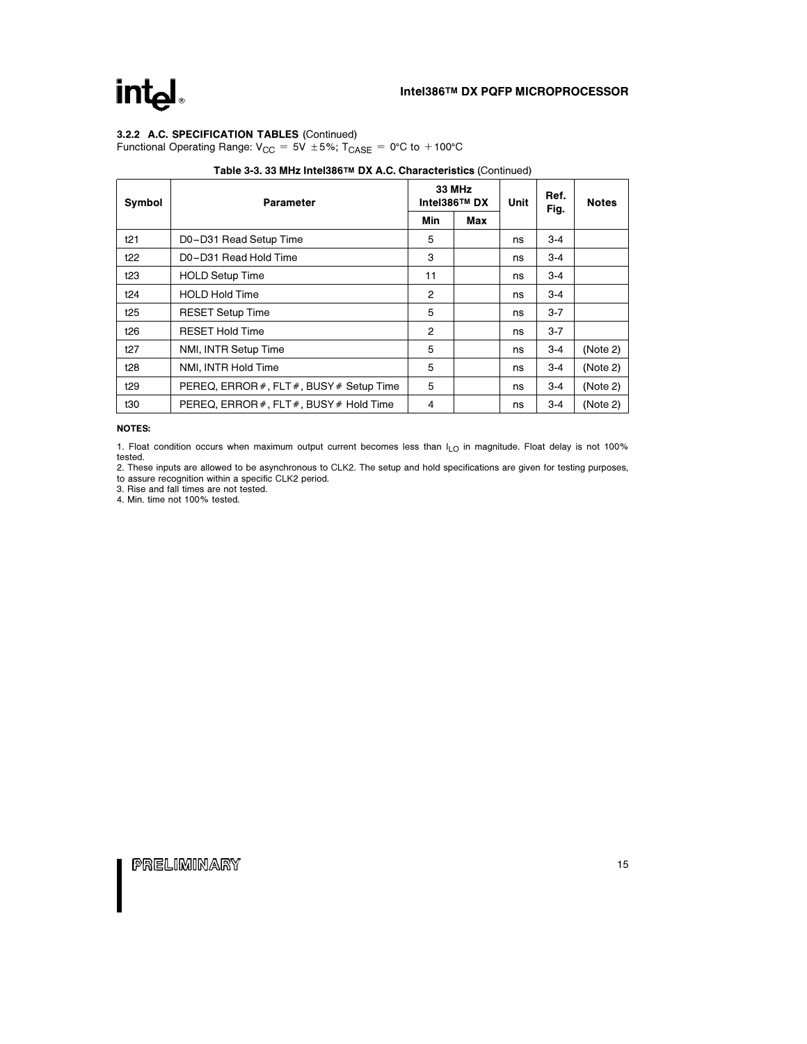### 3.2.2 A.C. SPECIFICATION TABLES (Continued)

Functional Operating Range: $V_{CC}$ = 5V ±5%; $T_{CASE}$ = 0°C to +100°C

**Table 3-3. 33 MHz Intel386™ DX A.C. Characteristics** (Continued)

| Symbol | Parameter | 33 MHz Intel386™ DX | | Unit | Ref. Fig. | Notes |
|---|---|---|---|---|---|---|
| | | Min | Max | | | |
| t21 | D0–D31 Read Setup Time | 5 | | ns | 3-4 | |
| t22 | D0–D31 Read Hold Time | 3 | | ns | 3-4 | |
| t23 | HOLD Setup Time | 11 | | ns | 3-4 | |
| t24 | HOLD Hold Time | 2 | | ns | 3-4 | |
| t25 | RESET Setup Time | 5 | | ns | 3-7 | |
| t26 | RESET Hold Time | 2 | | ns | 3-7 | |
| t27 | NMI, INTR Setup Time | 5 | | ns | 3-4 | (Note 2) |
| t28 | NMI, INTR Hold Time | 5 | | ns | 3-4 | (Note 2) |
| t29 | PEREQ, ERROR#, FLT#, BUSY# Setup Time | 5 | | ns | 3-4 | (Note 2) |
| t30 | PEREQ, ERROR#, FLT#, BUSY# Hold Time | 4 | | ns | 3-4 | (Note 2) |

**NOTES:**

1. Float condition occurs when maximum output current becomes less than $I_{LO}$ in magnitude. Float delay is not 100% tested.
2. These inputs are allowed to be asynchronous to CLK2. The setup and hold specifications are given for testing purposes, to assure recognition within a specific CLK2 period.
3. Rise and fall times are not tested.
4. Min. time not 100% tested.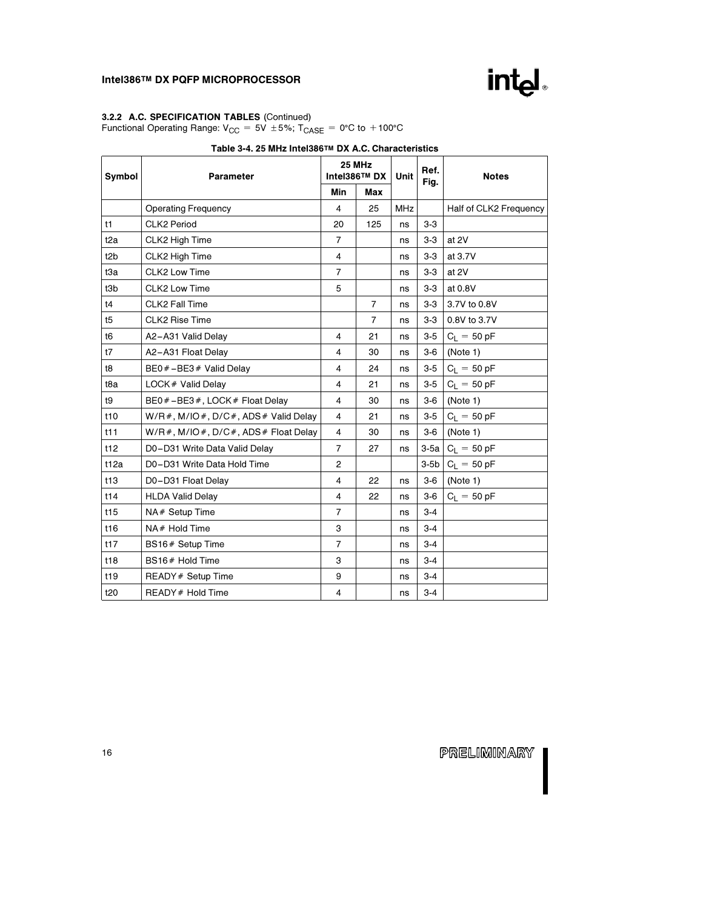### 3.2.2 A.C. SPECIFICATION TABLES (Continued)

Functional Operating Range: $V_{CC} = 5V \pm 5\%$; $T_{CASE} = 0°C$ to $+100°C$

**Table 3-4. 25 MHz Intel386™ DX A.C. Characteristics**

| Symbol | Parameter | 25 MHz Intel386™ DX | | Unit | Ref. Fig. | Notes |
|---|---|---|---|---|---|---|
| | | Min | Max | | | |
| | Operating Frequency | 4 | 25 | MHz | | Half of CLK2 Frequency |
| t1 | CLK2 Period | 20 | 125 | ns | 3-3 | |
| t2a | CLK2 High Time | 7 | | ns | 3-3 | at 2V |
| t2b | CLK2 High Time | 4 | | ns | 3-3 | at 3.7V |
| t3a | CLK2 Low Time | 7 | | ns | 3-3 | at 2V |
| t3b | CLK2 Low Time | 5 | | ns | 3-3 | at 0.8V |
| t4 | CLK2 Fall Time | | 7 | ns | 3-3 | 3.7V to 0.8V |
| t5 | CLK2 Rise Time | | 7 | ns | 3-3 | 0.8V to 3.7V |
| t6 | A2–A31 Valid Delay | 4 | 21 | ns | 3-5 | $C_L = 50$ pF |
| t7 | A2–A31 Float Delay | 4 | 30 | ns | 3-6 | (Note 1) |
| t8 | BE0#–BE3# Valid Delay | 4 | 24 | ns | 3-5 | $C_L = 50$ pF |
| t8a | LOCK# Valid Delay | 4 | 21 | ns | 3-5 | $C_L = 50$ pF |
| t9 | BE0#–BE3#, LOCK# Float Delay | 4 | 30 | ns | 3-6 | (Note 1) |
| t10 | W/R#, M/IO#, D/C#, ADS# Valid Delay | 4 | 21 | ns | 3-5 | $C_L = 50$ pF |
| t11 | W/R#, M/IO#, D/C#, ADS# Float Delay | 4 | 30 | ns | 3-6 | (Note 1) |
| t12 | D0–D31 Write Data Valid Delay | 7 | 27 | ns | 3-5a | $C_L = 50$ pF |
| t12a | D0–D31 Write Data Hold Time | 2 | | | 3-5b | $C_L = 50$ pF |
| t13 | D0–D31 Float Delay | 4 | 22 | ns | 3-6 | (Note 1) |
| t14 | HLDA Valid Delay | 4 | 22 | ns | 3-6 | $C_L = 50$ pF |
| t15 | NA# Setup Time | 7 | | ns | 3-4 | |
| t16 | NA# Hold Time | 3 | | ns | 3-4 | |
| t17 | BS16# Setup Time | 7 | | ns | 3-4 | |
| t18 | BS16# Hold Time | 3 | | ns | 3-4 | |
| t19 | READY# Setup Time | 9 | | ns | 3-4 | |
| t20 | READY# Hold Time | 4 | | ns | 3-4 | |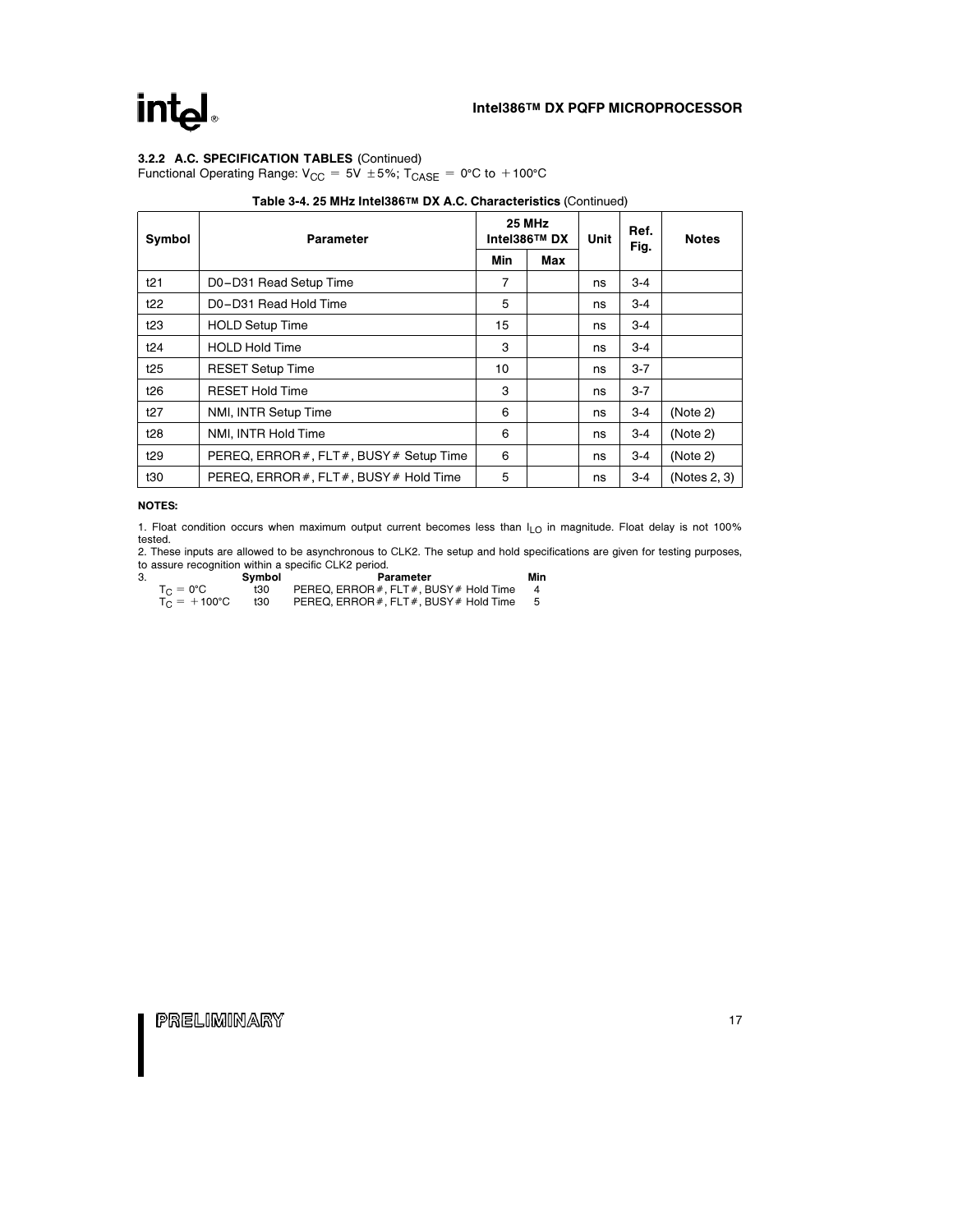### 3.2.2 A.C. SPECIFICATION TABLES (Continued)

Functional Operating Range: $V_{CC} = 5V \pm 5\%$; $T_{CASE} = 0°C$ to $+100°C$

**Table 3-4. 25 MHz Intel386™ DX A.C. Characteristics** (Continued)

| Symbol | Parameter | 25 MHz Intel386™ DX | | Unit | Ref. Fig. | Notes |
|---|---|---|---|---|---|---|
| | | Min | Max | | | |
| t21 | D0–D31 Read Setup Time | 7 | | ns | 3-4 | |
| t22 | D0–D31 Read Hold Time | 5 | | ns | 3-4 | |
| t23 | HOLD Setup Time | 15 | | ns | 3-4 | |
| t24 | HOLD Hold Time | 3 | | ns | 3-4 | |
| t25 | RESET Setup Time | 10 | | ns | 3-7 | |
| t26 | RESET Hold Time | 3 | | ns | 3-7 | |
| t27 | NMI, INTR Setup Time | 6 | | ns | 3-4 | (Note 2) |
| t28 | NMI, INTR Hold Time | 6 | | ns | 3-4 | (Note 2) |
| t29 | PEREQ, ERROR#, FLT#, BUSY# Setup Time | 6 | | ns | 3-4 | (Note 2) |
| t30 | PEREQ, ERROR#, FLT#, BUSY# Hold Time | 5 | | ns | 3-4 | (Notes 2, 3) |

**NOTES:**

1. Float condition occurs when maximum output current becomes less than $I_{LO}$ in magnitude. Float delay is not 100% tested.
2. These inputs are allowed to be asynchronous to CLK2. The setup and hold specifications are given for testing purposes, to assure recognition within a specific CLK2 period.
3.

| | Symbol | Parameter | Min |
|---|---|---|---|
| $T_C = 0°C$ | t30 | PEREQ, ERROR#, FLT#, BUSY# Hold Time | 4 |
| $T_C = +100°C$ | t30 | PEREQ, ERROR#, FLT#, BUSY# Hold Time | 5 |

PRELIMINARY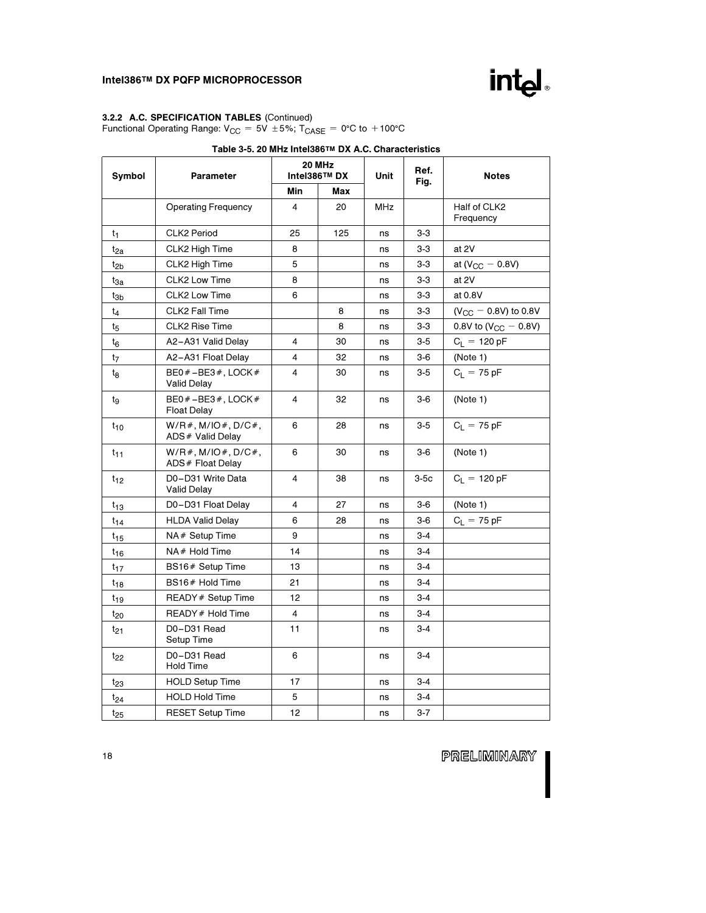### 3.2.2 A.C. SPECIFICATION TABLES (Continued)

Functional Operating Range: $V_{CC}$ = 5V ±5%; $T_{CASE}$ = 0°C to +100°C

**Table 3-5. 20 MHz Intel386™ DX A.C. Characteristics**

| Symbol | Parameter | 20 MHz Intel386™ DX | | Unit | Ref. Fig. | Notes |
|---|---|---|---|---|---|---|
| | | Min | Max | | | |
| | Operating Frequency | 4 | 20 | MHz | | Half of CLK2 Frequency |
| $t_1$ | CLK2 Period | 25 | 125 | ns | 3-3 | |
| $t_{2a}$ | CLK2 High Time | 8 | | ns | 3-3 | at 2V |
| $t_{2b}$ | CLK2 High Time | 5 | | ns | 3-3 | at ($V_{CC}$ − 0.8V) |
| $t_{3a}$ | CLK2 Low Time | 8 | | ns | 3-3 | at 2V |
| $t_{3b}$ | CLK2 Low Time | 6 | | ns | 3-3 | at 0.8V |
| $t_4$ | CLK2 Fall Time | | 8 | ns | 3-3 | ($V_{CC}$ − 0.8V) to 0.8V |
| $t_5$ | CLK2 Rise Time | | 8 | ns | 3-3 | 0.8V to ($V_{CC}$ − 0.8V) |
| $t_6$ | A2–A31 Valid Delay | 4 | 30 | ns | 3-5 | $C_L$ = 120 pF |
| $t_7$ | A2–A31 Float Delay | 4 | 32 | ns | 3-6 | (Note 1) |
| $t_8$ | BE0#–BE3#, LOCK# Valid Delay | 4 | 30 | ns | 3-5 | $C_L$ = 75 pF |
| $t_9$ | BE0#–BE3#, LOCK# Float Delay | 4 | 32 | ns | 3-6 | (Note 1) |
| $t_{10}$ | W/R#, M/IO#, D/C#, ADS# Valid Delay | 6 | 28 | ns | 3-5 | $C_L$ = 75 pF |
| $t_{11}$ | W/R#, M/IO#, D/C#, ADS# Float Delay | 6 | 30 | ns | 3-6 | (Note 1) |
| $t_{12}$ | D0–D31 Write Data Valid Delay | 4 | 38 | ns | 3-5c | $C_L$ = 120 pF |
| $t_{13}$ | D0–D31 Float Delay | 4 | 27 | ns | 3-6 | (Note 1) |
| $t_{14}$ | HLDA Valid Delay | 6 | 28 | ns | 3-6 | $C_L$ = 75 pF |
| $t_{15}$ | NA# Setup Time | 9 | | ns | 3-4 | |
| $t_{16}$ | NA# Hold Time | 14 | | ns | 3-4 | |
| $t_{17}$ | BS16# Setup Time | 13 | | ns | 3-4 | |
| $t_{18}$ | BS16# Hold Time | 21 | | ns | 3-4 | |
| $t_{19}$ | READY# Setup Time | 12 | | ns | 3-4 | |
| $t_{20}$ | READY# Hold Time | 4 | | ns | 3-4 | |
| $t_{21}$ | D0–D31 Read Setup Time | 11 | | ns | 3-4 | |
| $t_{22}$ | D0–D31 Read Hold Time | 6 | | ns | 3-4 | |
| $t_{23}$ | HOLD Setup Time | 17 | | ns | 3-4 | |
| $t_{24}$ | HOLD Hold Time | 5 | | ns | 3-4 | |
| $t_{25}$ | RESET Setup Time | 12 | | ns | 3-7 | |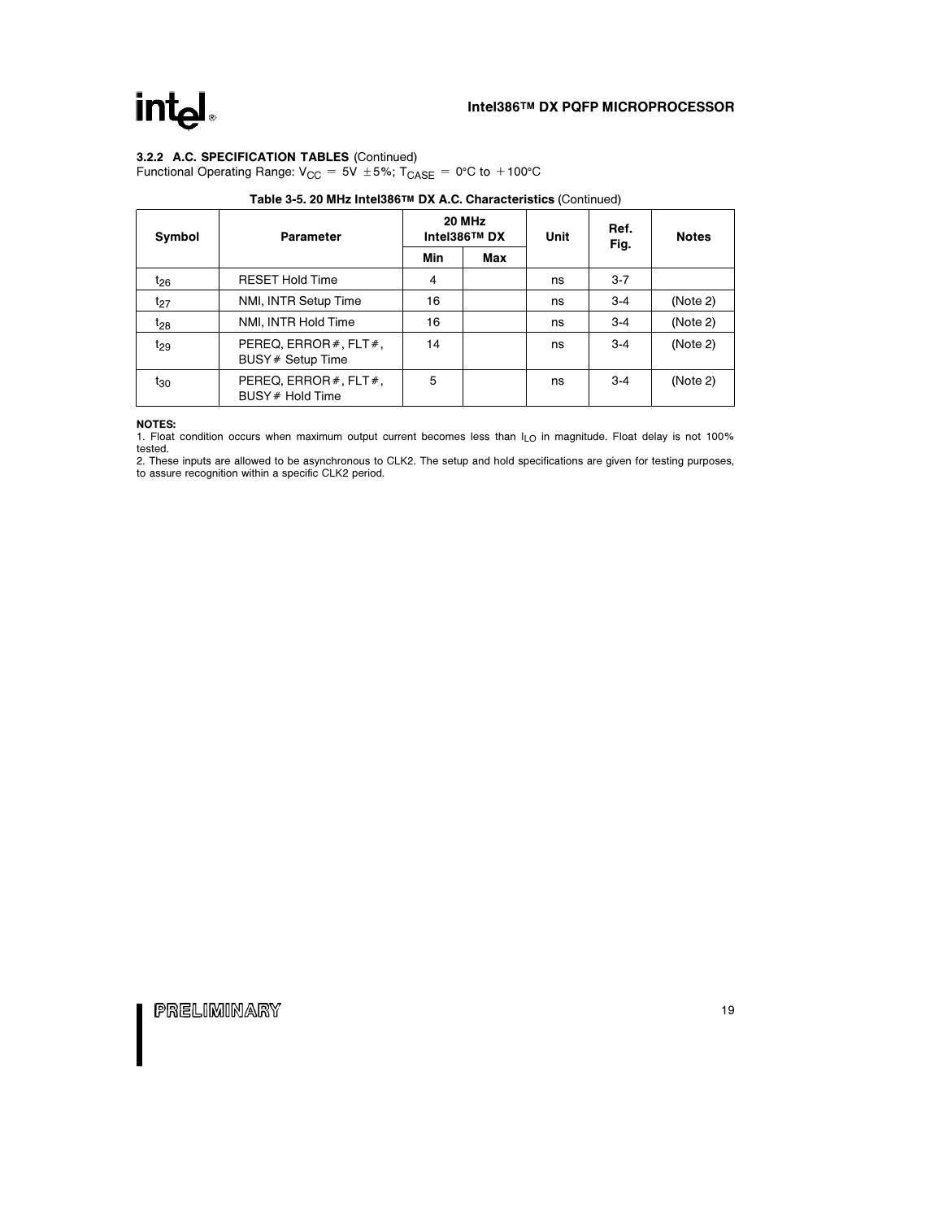### 3.2.2 A.C. SPECIFICATION TABLES (Continued)

Functional Operating Range: $V_{CC} = 5V \pm 5\%$; $T_{CASE} = 0°C$ to $+100°C$

**Table 3-5. 20 MHz Intel386™ DX A.C. Characteristics** (Continued)

| Symbol | Parameter | 20 MHz Intel386™ DX | | Unit | Ref. Fig. | Notes |
|---|---|---|---|---|---|---|
| | | Min | Max | | | |
| $t_{26}$ | RESET Hold Time | 4 | | ns | 3-7 | |
| $t_{27}$ | NMI, INTR Setup Time | 16 | | ns | 3-4 | (Note 2) |
| $t_{28}$ | NMI, INTR Hold Time | 16 | | ns | 3-4 | (Note 2) |
| $t_{29}$ | PEREQ, ERROR#, FLT#, BUSY# Setup Time | 14 | | ns | 3-4 | (Note 2) |
| $t_{30}$ | PEREQ, ERROR#, FLT#, BUSY# Hold Time | 5 | | ns | 3-4 | (Note 2) |

**NOTES:**

1. Float condition occurs when maximum output current becomes less than $I_{LO}$ in magnitude. Float delay is not 100% tested.
2. These inputs are allowed to be asynchronous to CLK2. The setup and hold specifications are given for testing purposes, to assure recognition within a specific CLK2 period.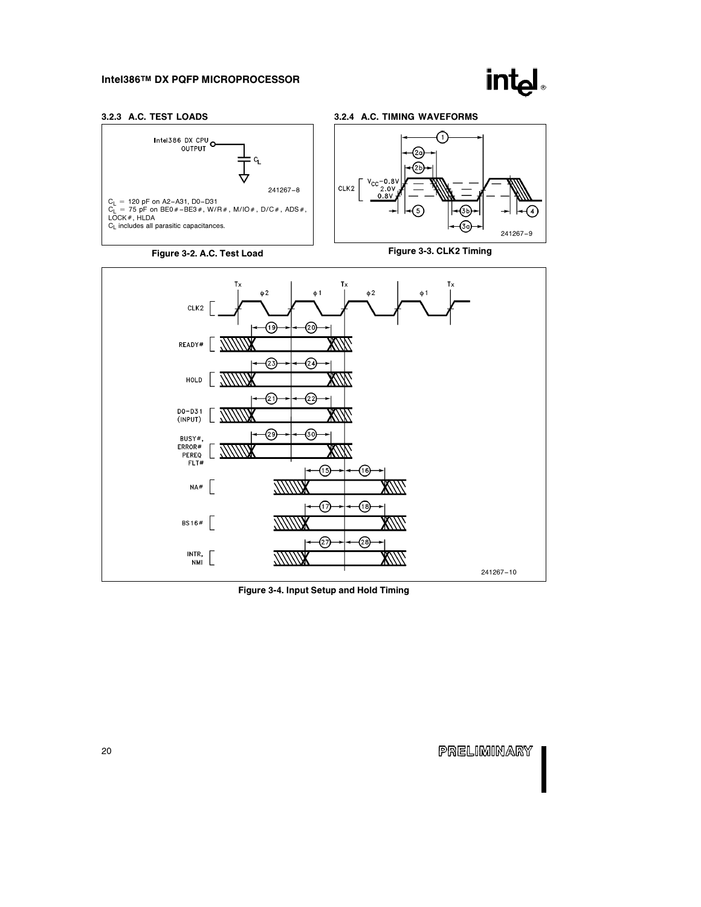### 3.2.3 A.C. TEST LOADS

Intel386 DX CPU OUTPUT

$C_L$

241267–8

$C_L$ = 120 pF on A2–A31, D0–D31
$C_L$ = 75 pF on BE0#–BE3#, W/R#, M/IO#, D/C#, ADS#, LOCK#, HLDA
$C_L$ includes all parasitic capacitances.

**Figure 3-2. A.C. Test Load**

### 3.2.4 A.C. TIMING WAVEFORMS

CLK2 $V_{CC}$–0.8V 2.0V 0.8V

1 2a 2b 5 3b 3a 4

241267–9

**Figure 3-3. CLK2 Timing**

Tx φ2 φ1 Tx φ2 φ1 Tx

CLK2

READY# 19 20

HOLD 23 24

D0–D31 (INPUT) 21 22

BUSY#, ERROR# PEREQ FLT# 29 30

NA# 15 16

BS16# 17 18

INTR, NMI 27 28

241267–10

**Figure 3-4. Input Setup and Hold Timing**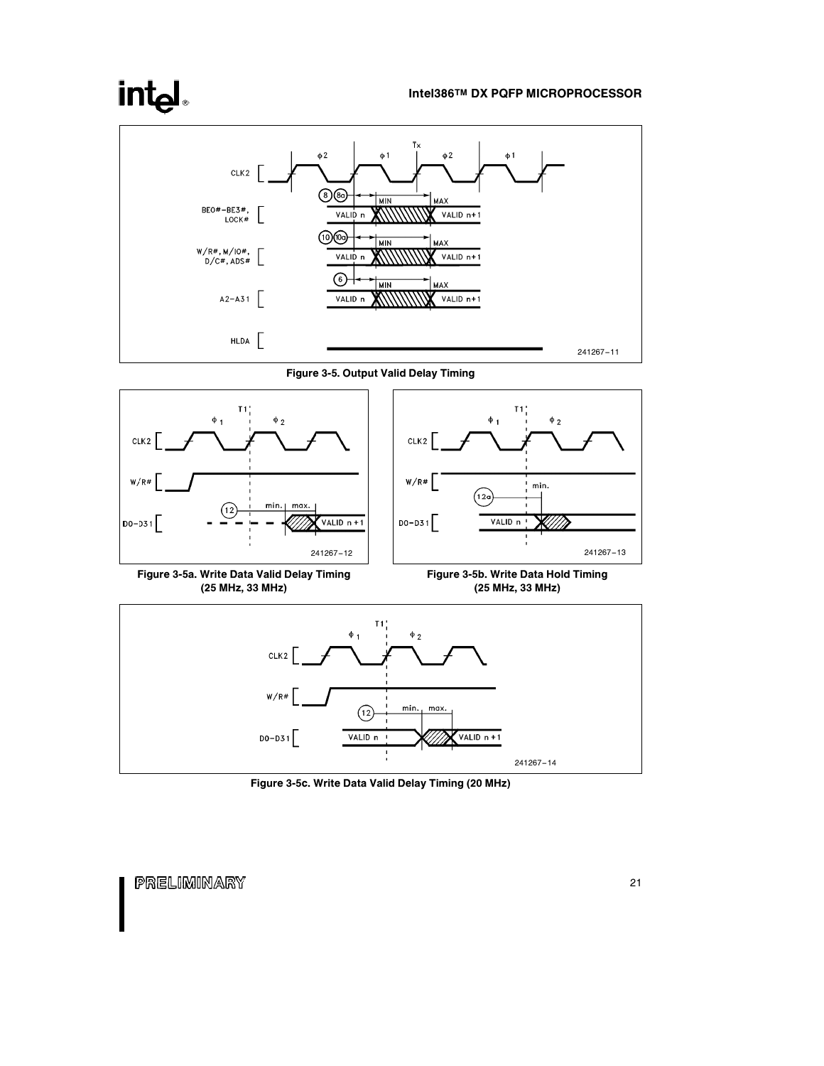Figure 3-5. Output Valid Delay Timing

Figure 3-5a. Write Data Valid Delay Timing (25 MHz, 33 MHz)

Figure 3-5b. Write Data Hold Timing (25 MHz, 33 MHz)

Figure 3-5c. Write Data Valid Delay Timing (20 MHz)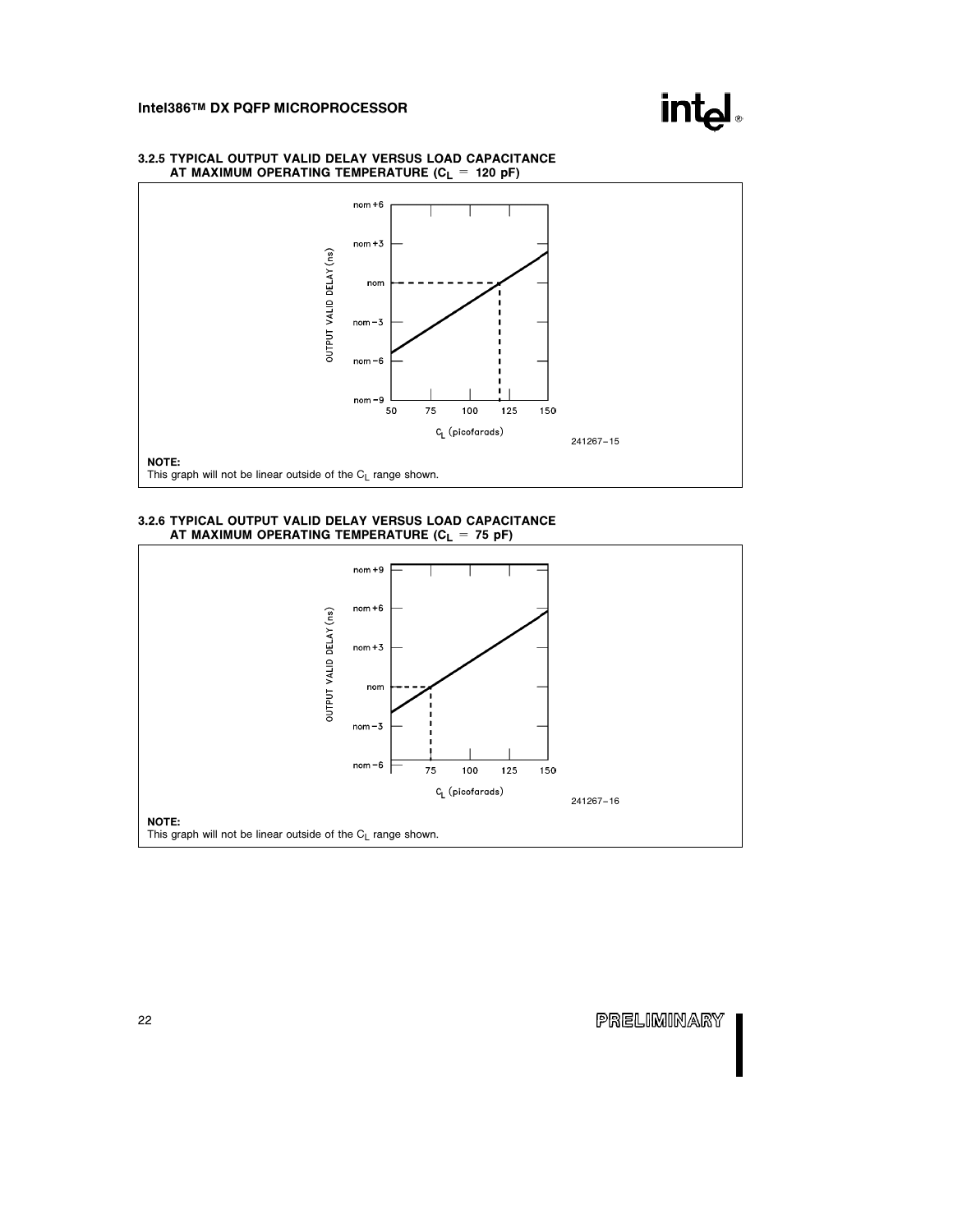### 3.2.5 TYPICAL OUTPUT VALID DELAY VERSUS LOAD CAPACITANCE AT MAXIMUM OPERATING TEMPERATURE ($C_L$ = 120 pF)

241267–15

**NOTE:**
This graph will not be linear outside of the $C_L$ range shown.

### 3.2.6 TYPICAL OUTPUT VALID DELAY VERSUS LOAD CAPACITANCE AT MAXIMUM OPERATING TEMPERATURE ($C_L$ = 75 pF)

241267–16

**NOTE:**
This graph will not be linear outside of the $C_L$ range shown.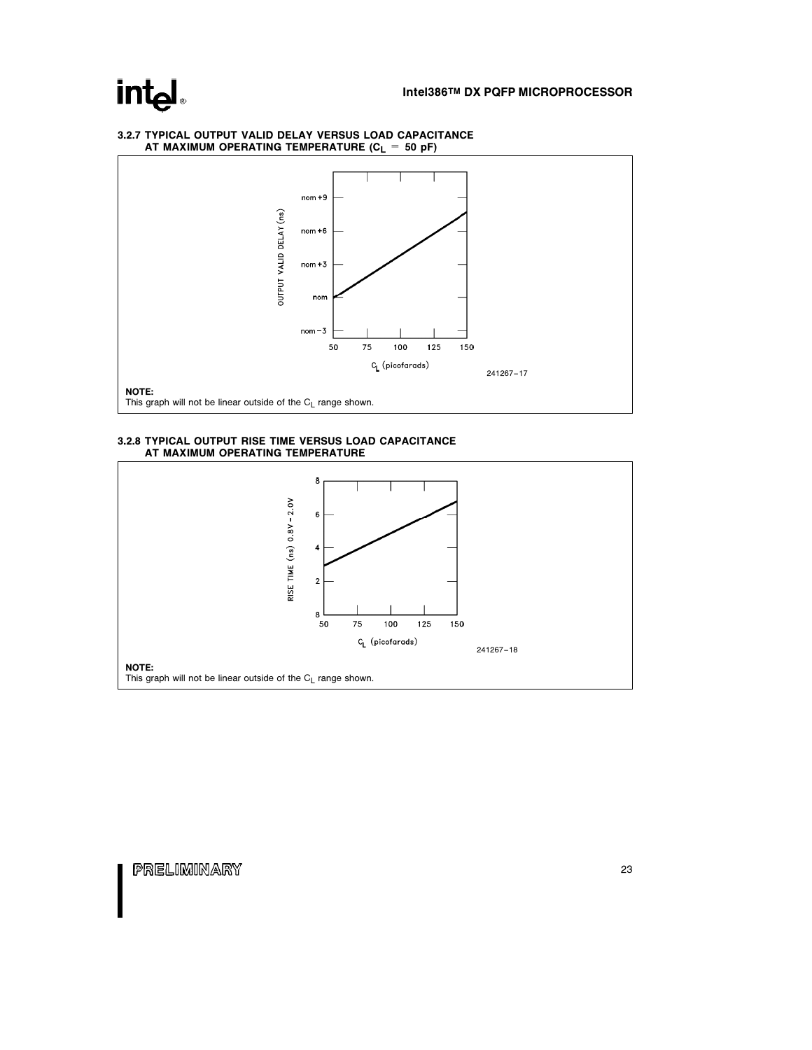### 3.2.7 TYPICAL OUTPUT VALID DELAY VERSUS LOAD CAPACITANCE AT MAXIMUM OPERATING TEMPERATURE ($C_L$ = 50 pF)

OUTPUT VALID DELAY (ns)

nom +9
nom +6
nom +3
nom
nom −3

50 75 100 125 150

$C_L$ (picofarads)

241267–17

**NOTE:**
This graph will not be linear outside of the $C_L$ range shown.

### 3.2.8 TYPICAL OUTPUT RISE TIME VERSUS LOAD CAPACITANCE AT MAXIMUM OPERATING TEMPERATURE

RISE TIME (ns) 0.8V – 2.0V

8
6
4
2
8

50 75 100 125 150

$C_L$ (picofarads)

241267–18

**NOTE:**
This graph will not be linear outside of the $C_L$ range shown.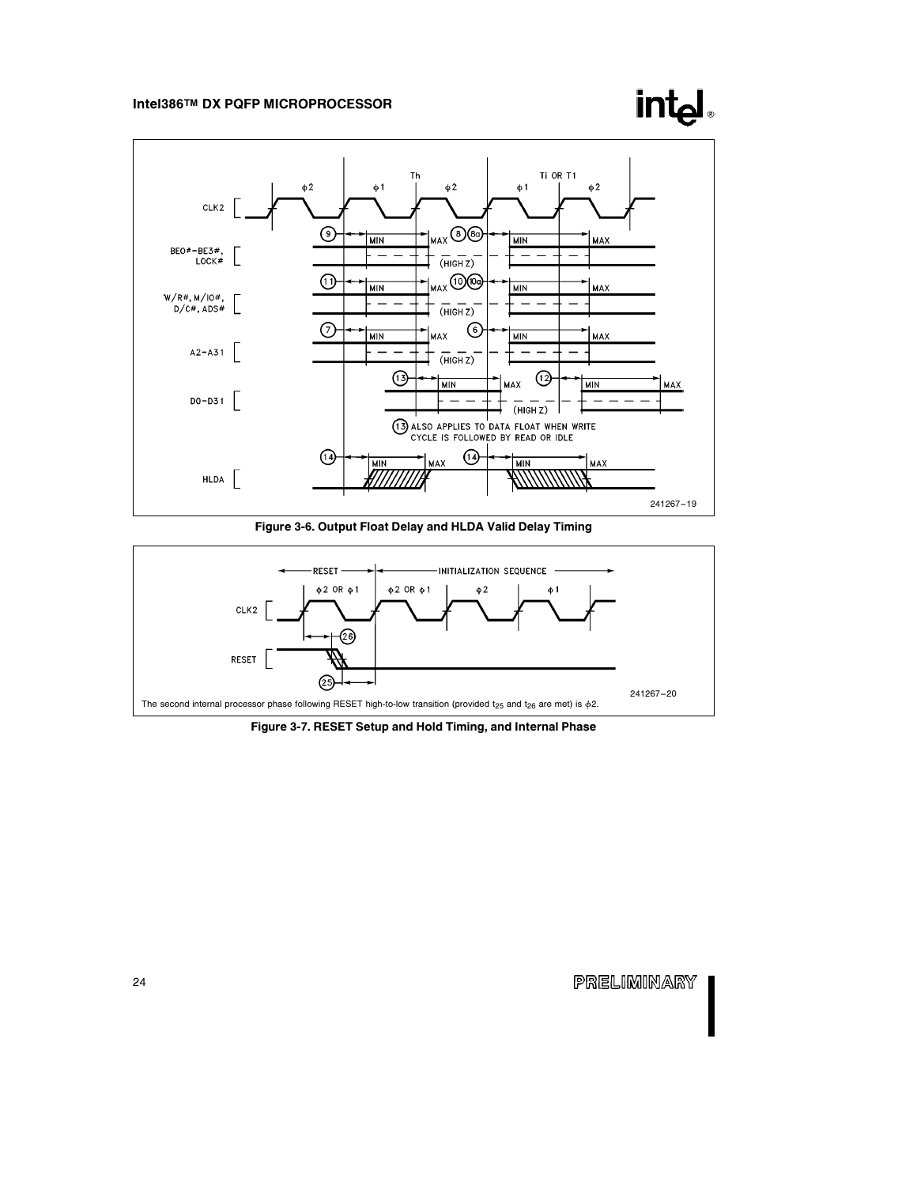Th

φ2 φ1 φ2 φ1 φ2

Ti OR T1

CLK2

BE0#–BE3#, LOCK#

W/R#, M/IO#, D/C#, ADS#

A2–A31

D0–D31

HLDA

9 MIN MAX 8 8a MIN MAX

(HIGH Z)

11 MIN MAX 10 10a MIN MAX

(HIGH Z)

7 MIN MAX 6 MIN MAX

(HIGH Z)

13 MIN MAX 12 MIN MAX

(HIGH Z)

13 ALSO APPLIES TO DATA FLOAT WHEN WRITE CYCLE IS FOLLOWED BY READ OR IDLE

14 MIN MAX 14 MIN MAX

241267–19

**Figure 3-6. Output Float Delay and HLDA Valid Delay Timing**

RESET INITIALIZATION SEQUENCE

φ2 OR φ1 φ2 OR φ1 φ2 φ1

CLK2

RESET

26

25

241267–20

The second internal processor phase following RESET high-to-low transition (provided $t_{25}$ and $t_{26}$ are met) is $\phi 2$.

**Figure 3-7. RESET Setup and Hold Timing, and Internal Phase**